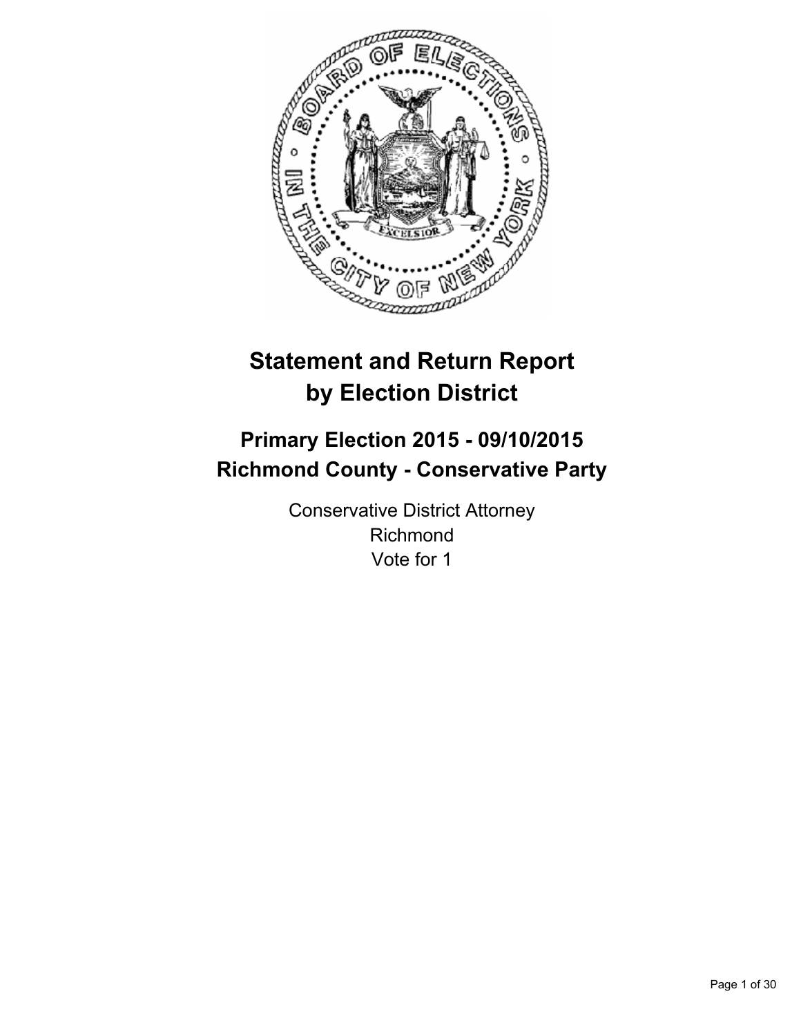# Statement and Return Report by Election District

## Primary Election 2015 - 09/10/2015
## Richmond County - Conservative Party

Conservative District Attorney
Richmond
Vote for 1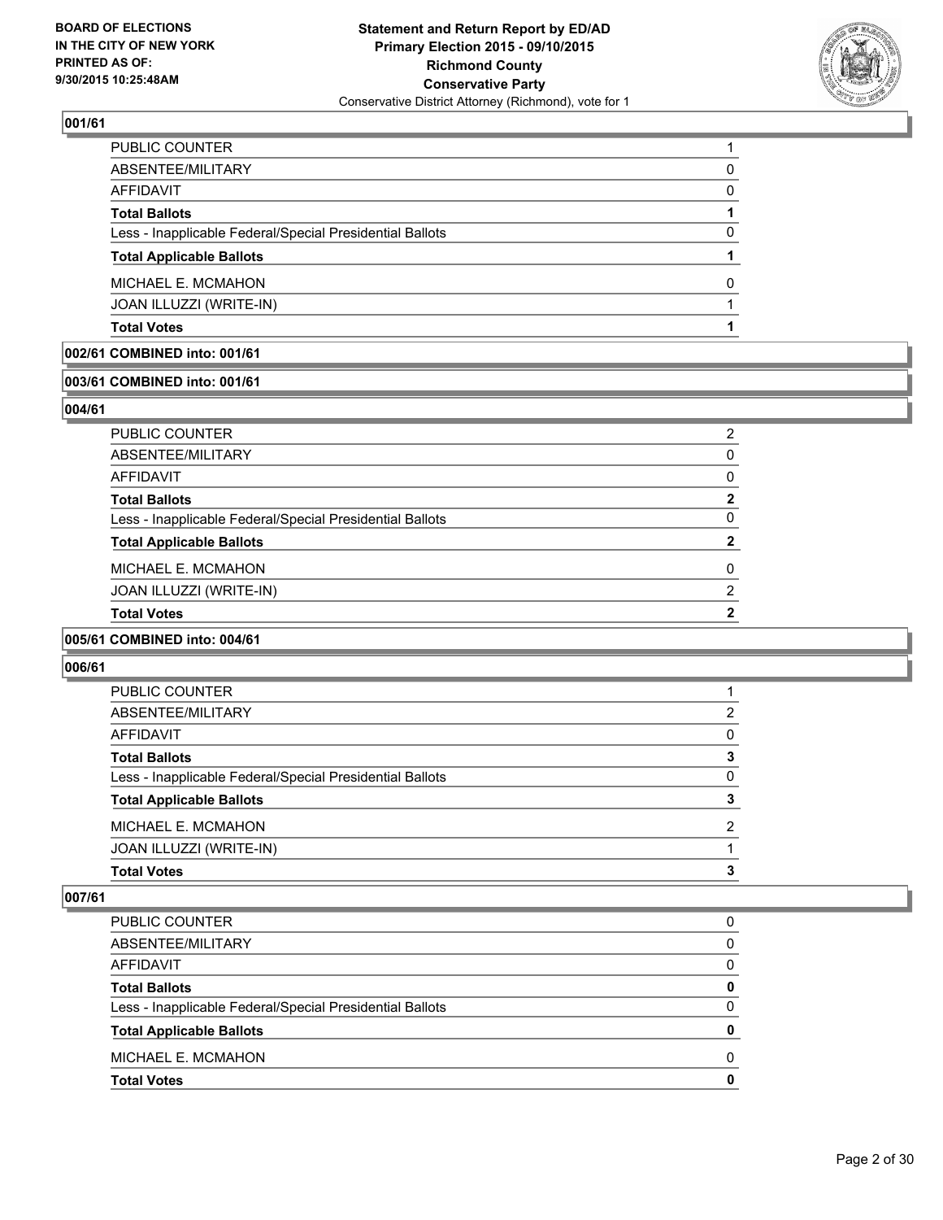**BOARD OF ELECTIONS IN THE CITY OF NEW YORK PRINTED AS OF: 9/30/2015 10:25:48AM**

**Statement and Return Report by ED/AD**
**Primary Election 2015 - 09/10/2015**
**Richmond County**
**Conservative Party**
Conservative District Attorney (Richmond), vote for 1

### 001/61

| | |
|---|---|
| PUBLIC COUNTER | 1 |
| ABSENTEE/MILITARY | 0 |
| AFFIDAVIT | 0 |
| **Total Ballots** | **1** |
| Less - Inapplicable Federal/Special Presidential Ballots | 0 |
| **Total Applicable Ballots** | **1** |
| MICHAEL E. MCMAHON | 0 |
| JOAN ILLUZZI (WRITE-IN) | 1 |
| **Total Votes** | **1** |

### 002/61 COMBINED into: 001/61

### 003/61 COMBINED into: 001/61

### 004/61

| | |
|---|---|
| PUBLIC COUNTER | 2 |
| ABSENTEE/MILITARY | 0 |
| AFFIDAVIT | 0 |
| **Total Ballots** | **2** |
| Less - Inapplicable Federal/Special Presidential Ballots | 0 |
| **Total Applicable Ballots** | **2** |
| MICHAEL E. MCMAHON | 0 |
| JOAN ILLUZZI (WRITE-IN) | 2 |
| **Total Votes** | **2** |

### 005/61 COMBINED into: 004/61

### 006/61

| | |
|---|---|
| PUBLIC COUNTER | 1 |
| ABSENTEE/MILITARY | 2 |
| AFFIDAVIT | 0 |
| **Total Ballots** | **3** |
| Less - Inapplicable Federal/Special Presidential Ballots | 0 |
| **Total Applicable Ballots** | **3** |
| MICHAEL E. MCMAHON | 2 |
| JOAN ILLUZZI (WRITE-IN) | 1 |
| **Total Votes** | **3** |

### 007/61

| | |
|---|---|
| PUBLIC COUNTER | 0 |
| ABSENTEE/MILITARY | 0 |
| AFFIDAVIT | 0 |
| **Total Ballots** | **0** |
| Less - Inapplicable Federal/Special Presidential Ballots | 0 |
| **Total Applicable Ballots** | **0** |
| MICHAEL E. MCMAHON | 0 |
| **Total Votes** | **0** |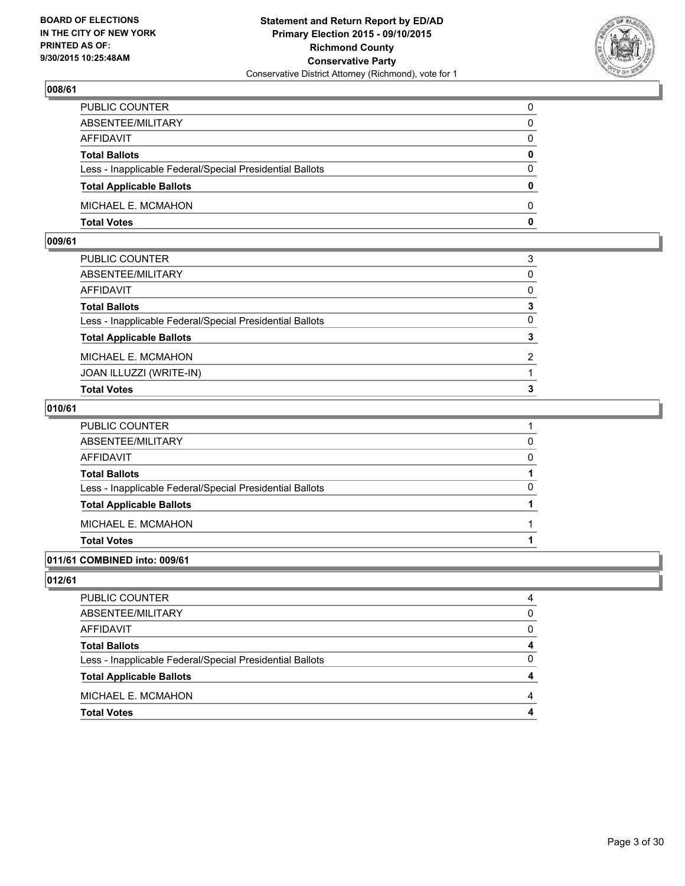**BOARD OF ELECTIONS IN THE CITY OF NEW YORK PRINTED AS OF: 9/30/2015 10:25:48AM**

**Statement and Return Report by ED/AD Primary Election 2015 - 09/10/2015 Richmond County Conservative Party**
Conservative District Attorney (Richmond), vote for 1

**008/61**

| | |
|---|---|
| PUBLIC COUNTER | 0 |
| ABSENTEE/MILITARY | 0 |
| AFFIDAVIT | 0 |
| **Total Ballots** | **0** |
| Less - Inapplicable Federal/Special Presidential Ballots | 0 |
| **Total Applicable Ballots** | **0** |
| MICHAEL E. MCMAHON | 0 |
| **Total Votes** | **0** |

**009/61**

| | |
|---|---|
| PUBLIC COUNTER | 3 |
| ABSENTEE/MILITARY | 0 |
| AFFIDAVIT | 0 |
| **Total Ballots** | **3** |
| Less - Inapplicable Federal/Special Presidential Ballots | 0 |
| **Total Applicable Ballots** | **3** |
| MICHAEL E. MCMAHON | 2 |
| JOAN ILLUZZI (WRITE-IN) | 1 |
| **Total Votes** | **3** |

**010/61**

| | |
|---|---|
| PUBLIC COUNTER | 1 |
| ABSENTEE/MILITARY | 0 |
| AFFIDAVIT | 0 |
| **Total Ballots** | **1** |
| Less - Inapplicable Federal/Special Presidential Ballots | 0 |
| **Total Applicable Ballots** | **1** |
| MICHAEL E. MCMAHON | 1 |
| **Total Votes** | **1** |

**011/61 COMBINED into: 009/61**

**012/61**

| | |
|---|---|
| PUBLIC COUNTER | 4 |
| ABSENTEE/MILITARY | 0 |
| AFFIDAVIT | 0 |
| **Total Ballots** | **4** |
| Less - Inapplicable Federal/Special Presidential Ballots | 0 |
| **Total Applicable Ballots** | **4** |
| MICHAEL E. MCMAHON | 4 |
| **Total Votes** | **4** |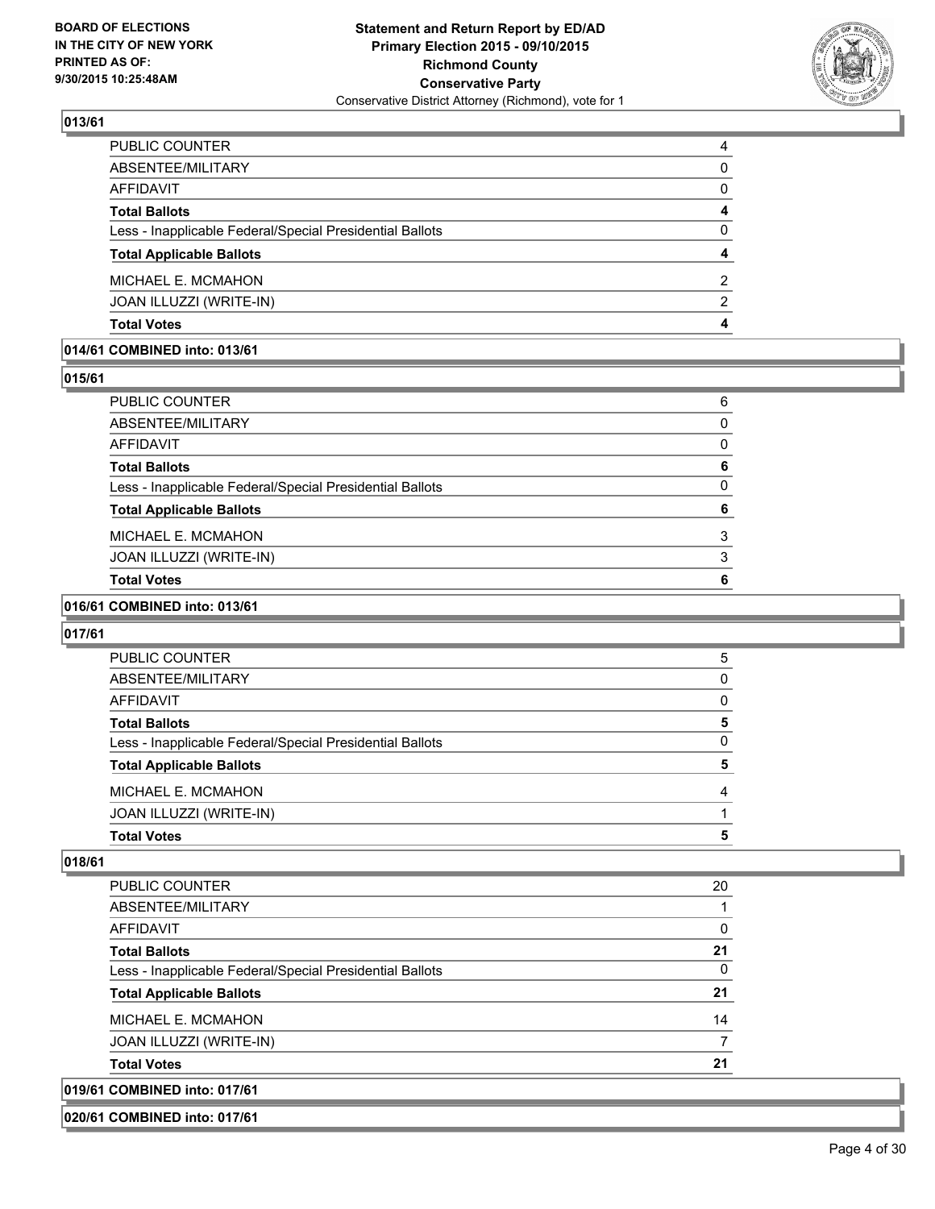**BOARD OF ELECTIONS IN THE CITY OF NEW YORK PRINTED AS OF: 9/30/2015 10:25:48AM**

**Statement and Return Report by ED/AD**
**Primary Election 2015 - 09/10/2015**
**Richmond County**
**Conservative Party**
Conservative District Attorney (Richmond), vote for 1

**013/61**

| | |
|---|---|
| PUBLIC COUNTER | 4 |
| ABSENTEE/MILITARY | 0 |
| AFFIDAVIT | 0 |
| **Total Ballots** | **4** |
| Less - Inapplicable Federal/Special Presidential Ballots | 0 |
| **Total Applicable Ballots** | **4** |
| MICHAEL E. MCMAHON | 2 |
| JOAN ILLUZZI (WRITE-IN) | 2 |
| **Total Votes** | **4** |

**014/61 COMBINED into: 013/61**

**015/61**

| | |
|---|---|
| PUBLIC COUNTER | 6 |
| ABSENTEE/MILITARY | 0 |
| AFFIDAVIT | 0 |
| **Total Ballots** | **6** |
| Less - Inapplicable Federal/Special Presidential Ballots | 0 |
| **Total Applicable Ballots** | **6** |
| MICHAEL E. MCMAHON | 3 |
| JOAN ILLUZZI (WRITE-IN) | 3 |
| **Total Votes** | **6** |

**016/61 COMBINED into: 013/61**

**017/61**

| | |
|---|---|
| PUBLIC COUNTER | 5 |
| ABSENTEE/MILITARY | 0 |
| AFFIDAVIT | 0 |
| **Total Ballots** | **5** |
| Less - Inapplicable Federal/Special Presidential Ballots | 0 |
| **Total Applicable Ballots** | **5** |
| MICHAEL E. MCMAHON | 4 |
| JOAN ILLUZZI (WRITE-IN) | 1 |
| **Total Votes** | **5** |

**018/61**

| | |
|---|---|
| PUBLIC COUNTER | 20 |
| ABSENTEE/MILITARY | 1 |
| AFFIDAVIT | 0 |
| **Total Ballots** | **21** |
| Less - Inapplicable Federal/Special Presidential Ballots | 0 |
| **Total Applicable Ballots** | **21** |
| MICHAEL E. MCMAHON | 14 |
| JOAN ILLUZZI (WRITE-IN) | 7 |
| **Total Votes** | **21** |

**019/61 COMBINED into: 017/61**

**020/61 COMBINED into: 017/61**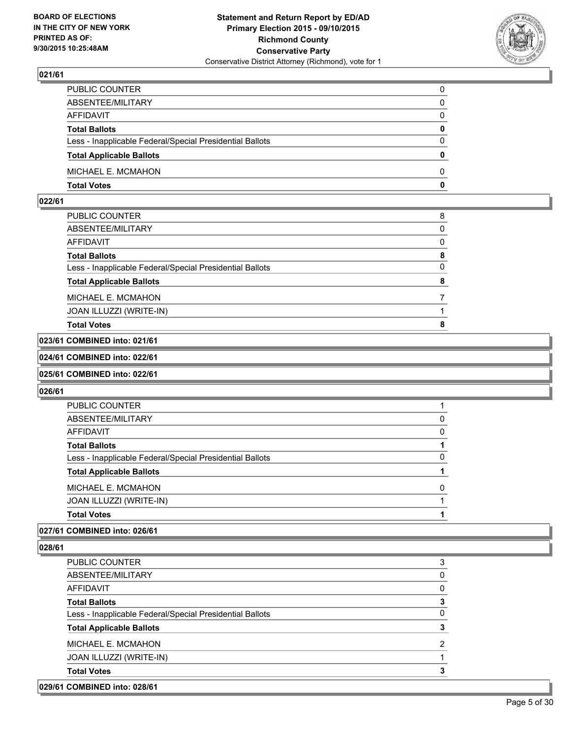**BOARD OF ELECTIONS IN THE CITY OF NEW YORK PRINTED AS OF: 9/30/2015 10:25:48AM**

**Statement and Return Report by ED/AD Primary Election 2015 - 09/10/2015 Richmond County Conservative Party**
Conservative District Attorney (Richmond), vote for 1

**021/61**

| | |
|---|---|
| PUBLIC COUNTER | 0 |
| ABSENTEE/MILITARY | 0 |
| AFFIDAVIT | 0 |
| **Total Ballots** | **0** |
| Less - Inapplicable Federal/Special Presidential Ballots | 0 |
| **Total Applicable Ballots** | **0** |
| MICHAEL E. MCMAHON | 0 |
| **Total Votes** | **0** |

**022/61**

| | |
|---|---|
| PUBLIC COUNTER | 8 |
| ABSENTEE/MILITARY | 0 |
| AFFIDAVIT | 0 |
| **Total Ballots** | **8** |
| Less - Inapplicable Federal/Special Presidential Ballots | 0 |
| **Total Applicable Ballots** | **8** |
| MICHAEL E. MCMAHON | 7 |
| JOAN ILLUZZI (WRITE-IN) | 1 |
| **Total Votes** | **8** |

**023/61 COMBINED into: 021/61**

**024/61 COMBINED into: 022/61**

**025/61 COMBINED into: 022/61**

**026/61**

| | |
|---|---|
| PUBLIC COUNTER | 1 |
| ABSENTEE/MILITARY | 0 |
| AFFIDAVIT | 0 |
| **Total Ballots** | **1** |
| Less - Inapplicable Federal/Special Presidential Ballots | 0 |
| **Total Applicable Ballots** | **1** |
| MICHAEL E. MCMAHON | 0 |
| JOAN ILLUZZI (WRITE-IN) | 1 |
| **Total Votes** | **1** |

**027/61 COMBINED into: 026/61**

**028/61**

| | |
|---|---|
| PUBLIC COUNTER | 3 |
| ABSENTEE/MILITARY | 0 |
| AFFIDAVIT | 0 |
| **Total Ballots** | **3** |
| Less - Inapplicable Federal/Special Presidential Ballots | 0 |
| **Total Applicable Ballots** | **3** |
| MICHAEL E. MCMAHON | 2 |
| JOAN ILLUZZI (WRITE-IN) | 1 |
| **Total Votes** | **3** |

**029/61 COMBINED into: 028/61**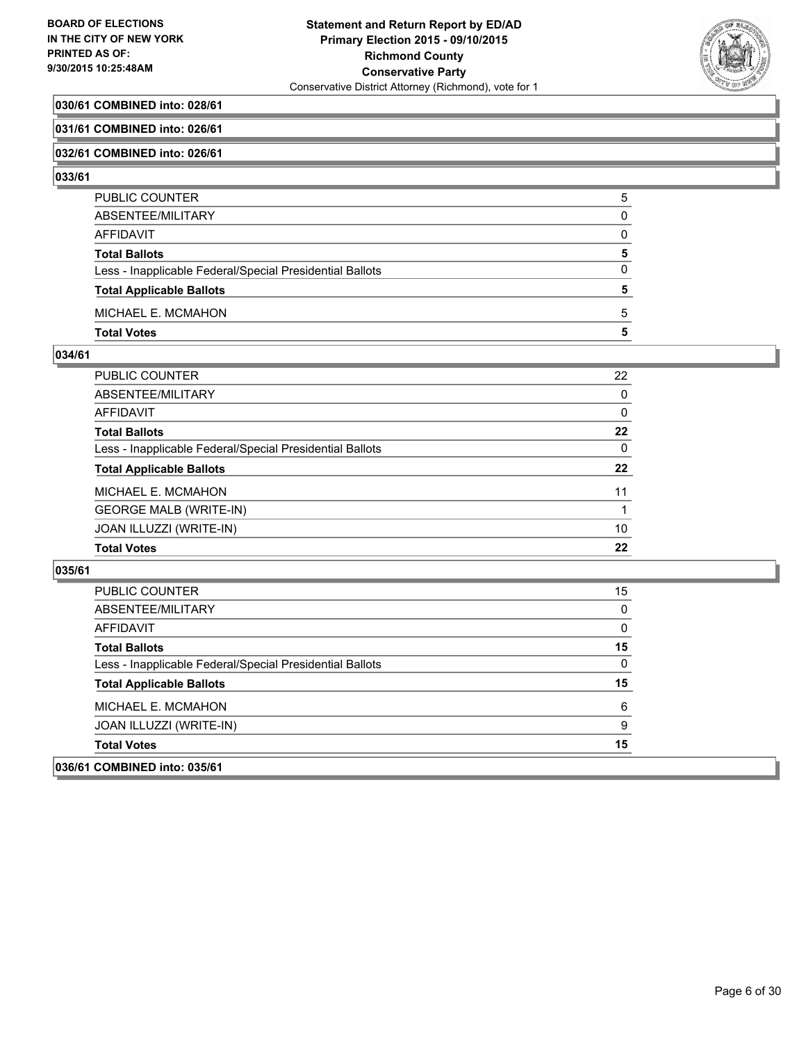**030/61 COMBINED into: 028/61**

**031/61 COMBINED into: 026/61**

**032/61 COMBINED into: 026/61**

**033/61**

| | |
|---|---|
| PUBLIC COUNTER | 5 |
| ABSENTEE/MILITARY | 0 |
| AFFIDAVIT | 0 |
| **Total Ballots** | **5** |
| Less - Inapplicable Federal/Special Presidential Ballots | 0 |
| **Total Applicable Ballots** | **5** |
| MICHAEL E. MCMAHON | 5 |
| **Total Votes** | **5** |

**034/61**

| | |
|---|---|
| PUBLIC COUNTER | 22 |
| ABSENTEE/MILITARY | 0 |
| AFFIDAVIT | 0 |
| **Total Ballots** | **22** |
| Less - Inapplicable Federal/Special Presidential Ballots | 0 |
| **Total Applicable Ballots** | **22** |
| MICHAEL E. MCMAHON | 11 |
| GEORGE MALB (WRITE-IN) | 1 |
| JOAN ILLUZZI (WRITE-IN) | 10 |
| **Total Votes** | **22** |

**035/61**

| | |
|---|---|
| PUBLIC COUNTER | 15 |
| ABSENTEE/MILITARY | 0 |
| AFFIDAVIT | 0 |
| **Total Ballots** | **15** |
| Less - Inapplicable Federal/Special Presidential Ballots | 0 |
| **Total Applicable Ballots** | **15** |
| MICHAEL E. MCMAHON | 6 |
| JOAN ILLUZZI (WRITE-IN) | 9 |
| **Total Votes** | **15** |

**036/61 COMBINED into: 035/61**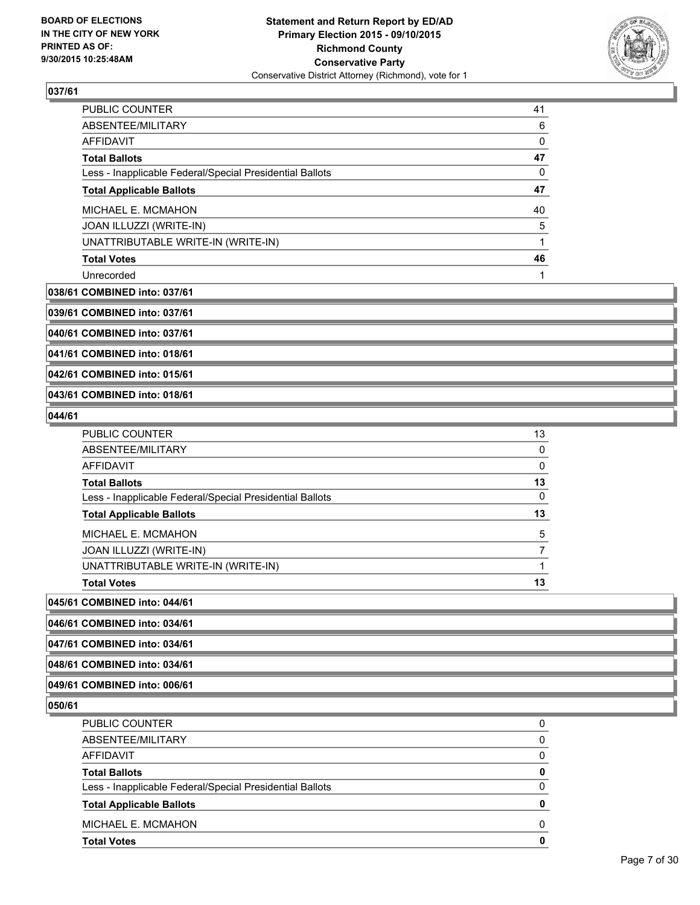**BOARD OF ELECTIONS IN THE CITY OF NEW YORK PRINTED AS OF: 9/30/2015 10:25:48AM**

**Statement and Return Report by ED/AD Primary Election 2015 - 09/10/2015 Richmond County Conservative Party**
Conservative District Attorney (Richmond), vote for 1

### 037/61

| | |
|---|---|
| PUBLIC COUNTER | 41 |
| ABSENTEE/MILITARY | 6 |
| AFFIDAVIT | 0 |
| **Total Ballots** | **47** |
| Less - Inapplicable Federal/Special Presidential Ballots | 0 |
| **Total Applicable Ballots** | **47** |
| MICHAEL E. MCMAHON | 40 |
| JOAN ILLUZZI (WRITE-IN) | 5 |
| UNATTRIBUTABLE WRITE-IN (WRITE-IN) | 1 |
| **Total Votes** | **46** |
| Unrecorded | 1 |

**038/61 COMBINED into: 037/61**

**039/61 COMBINED into: 037/61**

**040/61 COMBINED into: 037/61**

**041/61 COMBINED into: 018/61**

**042/61 COMBINED into: 015/61**

**043/61 COMBINED into: 018/61**

### 044/61

| | |
|---|---|
| PUBLIC COUNTER | 13 |
| ABSENTEE/MILITARY | 0 |
| AFFIDAVIT | 0 |
| **Total Ballots** | **13** |
| Less - Inapplicable Federal/Special Presidential Ballots | 0 |
| **Total Applicable Ballots** | **13** |
| MICHAEL E. MCMAHON | 5 |
| JOAN ILLUZZI (WRITE-IN) | 7 |
| UNATTRIBUTABLE WRITE-IN (WRITE-IN) | 1 |
| **Total Votes** | **13** |

**045/61 COMBINED into: 044/61**

**046/61 COMBINED into: 034/61**

**047/61 COMBINED into: 034/61**

**048/61 COMBINED into: 034/61**

**049/61 COMBINED into: 006/61**

### 050/61

| | |
|---|---|
| PUBLIC COUNTER | 0 |
| ABSENTEE/MILITARY | 0 |
| AFFIDAVIT | 0 |
| **Total Ballots** | **0** |
| Less - Inapplicable Federal/Special Presidential Ballots | 0 |
| **Total Applicable Ballots** | **0** |
| MICHAEL E. MCMAHON | 0 |
| **Total Votes** | **0** |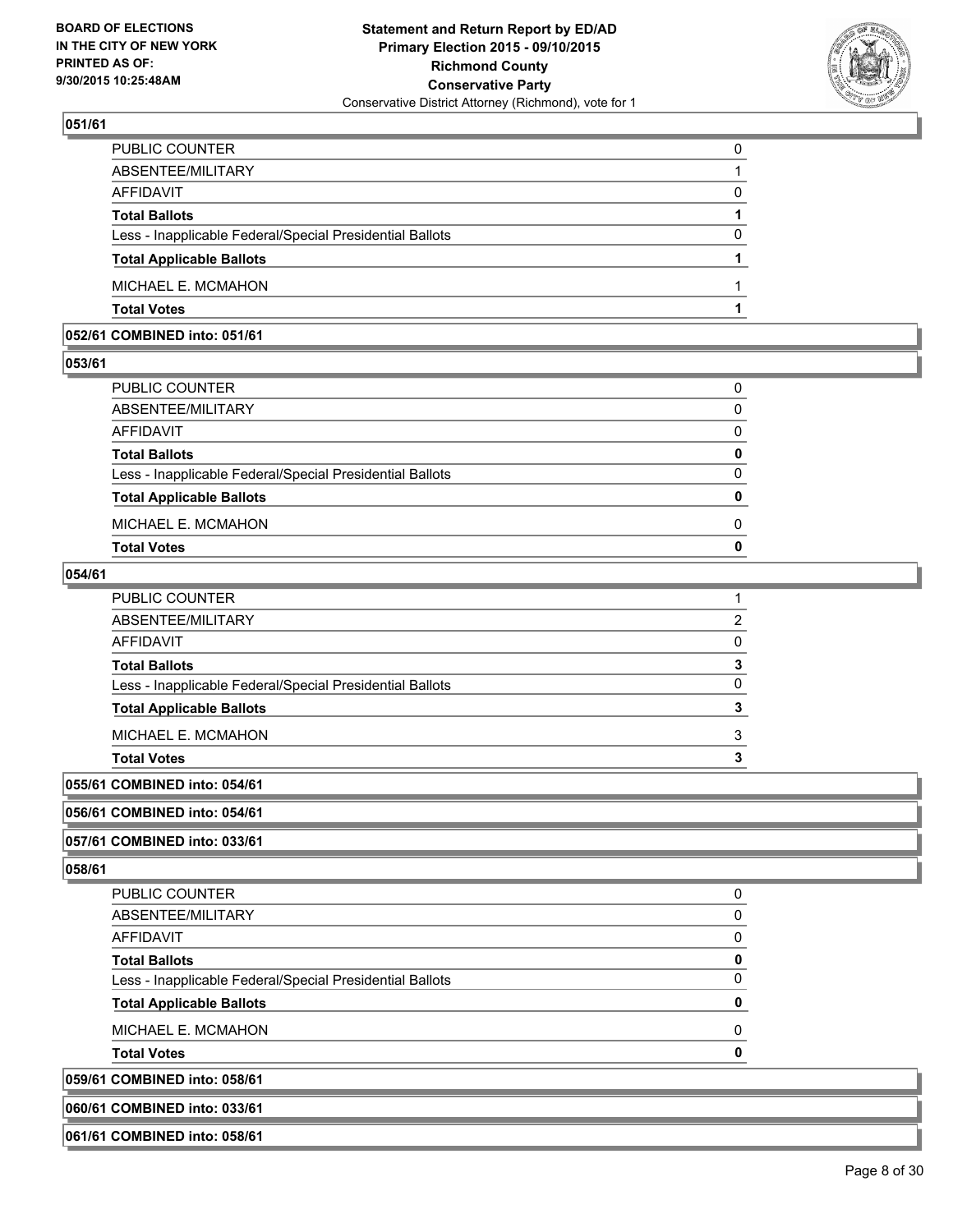### 051/61

| | |
|---|---|
| PUBLIC COUNTER | 0 |
| ABSENTEE/MILITARY | 1 |
| AFFIDAVIT | 0 |
| **Total Ballots** | **1** |
| Less - Inapplicable Federal/Special Presidential Ballots | 0 |
| **Total Applicable Ballots** | **1** |
| MICHAEL E. MCMAHON | 1 |
| **Total Votes** | **1** |

### 052/61 COMBINED into: 051/61

### 053/61

| | |
|---|---|
| PUBLIC COUNTER | 0 |
| ABSENTEE/MILITARY | 0 |
| AFFIDAVIT | 0 |
| **Total Ballots** | **0** |
| Less - Inapplicable Federal/Special Presidential Ballots | 0 |
| **Total Applicable Ballots** | **0** |
| MICHAEL E. MCMAHON | 0 |
| **Total Votes** | **0** |

### 054/61

| | |
|---|---|
| PUBLIC COUNTER | 1 |
| ABSENTEE/MILITARY | 2 |
| AFFIDAVIT | 0 |
| **Total Ballots** | **3** |
| Less - Inapplicable Federal/Special Presidential Ballots | 0 |
| **Total Applicable Ballots** | **3** |
| MICHAEL E. MCMAHON | 3 |
| **Total Votes** | **3** |

### 055/61 COMBINED into: 054/61

### 056/61 COMBINED into: 054/61

### 057/61 COMBINED into: 033/61

### 058/61

| | |
|---|---|
| PUBLIC COUNTER | 0 |
| ABSENTEE/MILITARY | 0 |
| AFFIDAVIT | 0 |
| **Total Ballots** | **0** |
| Less - Inapplicable Federal/Special Presidential Ballots | 0 |
| **Total Applicable Ballots** | **0** |
| MICHAEL E. MCMAHON | 0 |
| **Total Votes** | **0** |

### 059/61 COMBINED into: 058/61

### 060/61 COMBINED into: 033/61

### 061/61 COMBINED into: 058/61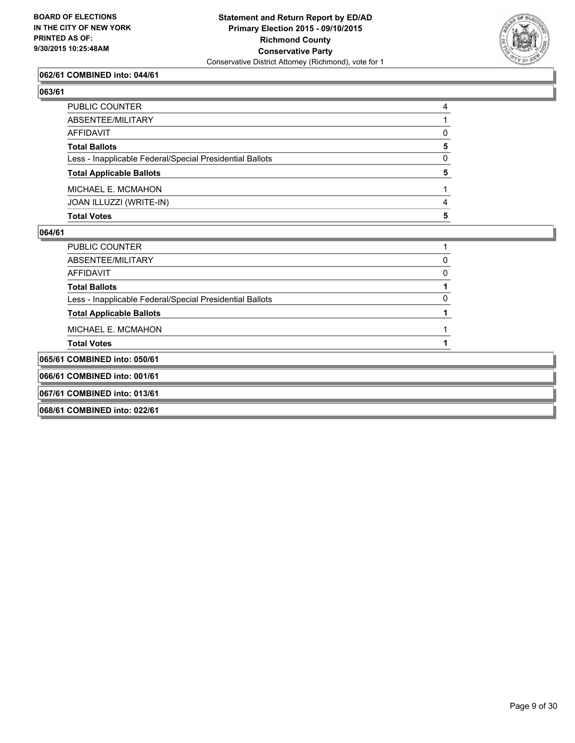**062/61 COMBINED into: 044/61**

**063/61**

| | |
|---|---|
| PUBLIC COUNTER | 4 |
| ABSENTEE/MILITARY | 1 |
| AFFIDAVIT | 0 |
| **Total Ballots** | **5** |
| Less - Inapplicable Federal/Special Presidential Ballots | 0 |
| **Total Applicable Ballots** | **5** |
| MICHAEL E. MCMAHON | 1 |
| JOAN ILLUZZI (WRITE-IN) | 4 |
| **Total Votes** | **5** |

**064/61**

| | |
|---|---|
| PUBLIC COUNTER | 1 |
| ABSENTEE/MILITARY | 0 |
| AFFIDAVIT | 0 |
| **Total Ballots** | **1** |
| Less - Inapplicable Federal/Special Presidential Ballots | 0 |
| **Total Applicable Ballots** | **1** |
| MICHAEL E. MCMAHON | 1 |
| **Total Votes** | **1** |

**065/61 COMBINED into: 050/61**

**066/61 COMBINED into: 001/61**

**067/61 COMBINED into: 013/61**

**068/61 COMBINED into: 022/61**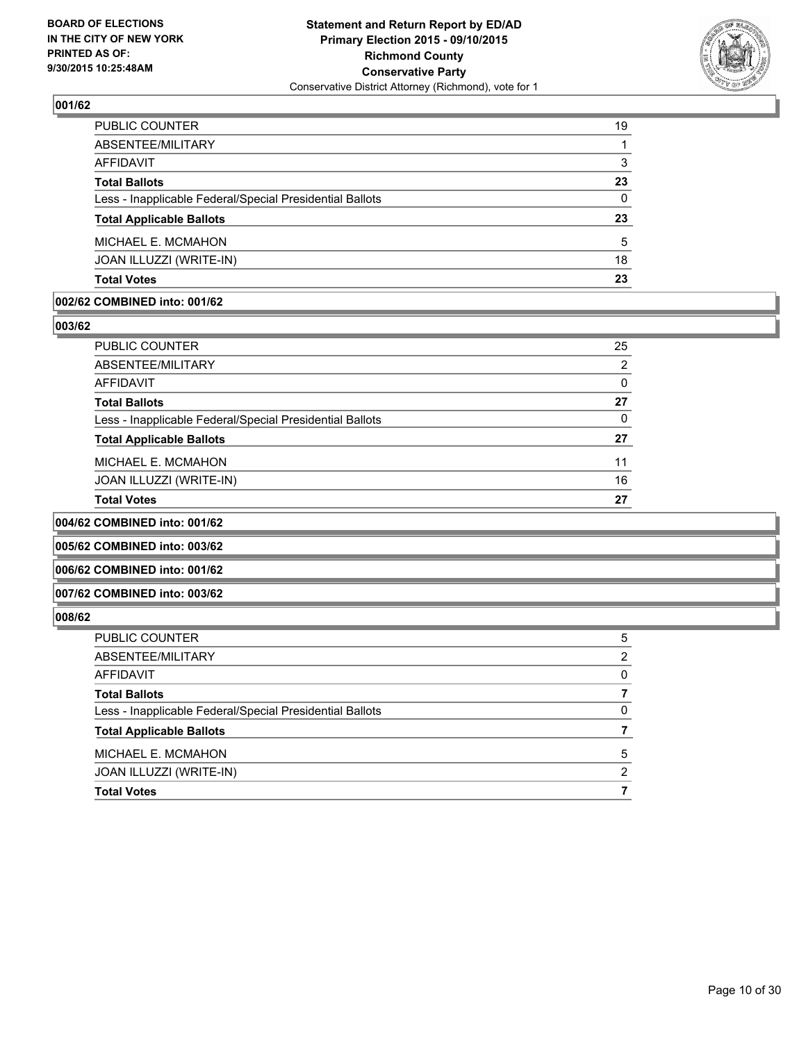BOARD OF ELECTIONS
IN THE CITY OF NEW YORK
PRINTED AS OF:
9/30/2015 10:25:48AM

**Statement and Return Report by ED/AD**
**Primary Election 2015 - 09/10/2015**
**Richmond County**
**Conservative Party**
Conservative District Attorney (Richmond), vote for 1

### 001/62

| | |
|---|---|
| PUBLIC COUNTER | 19 |
| ABSENTEE/MILITARY | 1 |
| AFFIDAVIT | 3 |
| **Total Ballots** | **23** |
| Less - Inapplicable Federal/Special Presidential Ballots | 0 |
| **Total Applicable Ballots** | **23** |
| MICHAEL E. MCMAHON | 5 |
| JOAN ILLUZZI (WRITE-IN) | 18 |
| **Total Votes** | **23** |

### 002/62 COMBINED into: 001/62

### 003/62

| | |
|---|---|
| PUBLIC COUNTER | 25 |
| ABSENTEE/MILITARY | 2 |
| AFFIDAVIT | 0 |
| **Total Ballots** | **27** |
| Less - Inapplicable Federal/Special Presidential Ballots | 0 |
| **Total Applicable Ballots** | **27** |
| MICHAEL E. MCMAHON | 11 |
| JOAN ILLUZZI (WRITE-IN) | 16 |
| **Total Votes** | **27** |

### 004/62 COMBINED into: 001/62

### 005/62 COMBINED into: 003/62

### 006/62 COMBINED into: 001/62

### 007/62 COMBINED into: 003/62

### 008/62

| | |
|---|---|
| PUBLIC COUNTER | 5 |
| ABSENTEE/MILITARY | 2 |
| AFFIDAVIT | 0 |
| **Total Ballots** | **7** |
| Less - Inapplicable Federal/Special Presidential Ballots | 0 |
| **Total Applicable Ballots** | **7** |
| MICHAEL E. MCMAHON | 5 |
| JOAN ILLUZZI (WRITE-IN) | 2 |
| **Total Votes** | **7** |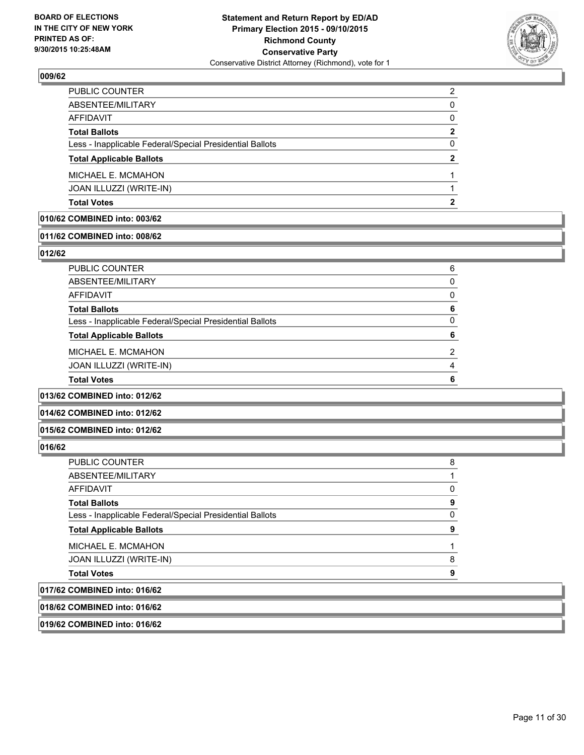BOARD OF ELECTIONS
IN THE CITY OF NEW YORK
PRINTED AS OF:
9/30/2015 10:25:48AM

**Statement and Return Report by ED/AD**
**Primary Election 2015 - 09/10/2015**
**Richmond County**
**Conservative Party**
Conservative District Attorney (Richmond), vote for 1

### 009/62

| | |
|---|---|
| PUBLIC COUNTER | 2 |
| ABSENTEE/MILITARY | 0 |
| AFFIDAVIT | 0 |
| **Total Ballots** | **2** |
| Less - Inapplicable Federal/Special Presidential Ballots | 0 |
| **Total Applicable Ballots** | **2** |
| MICHAEL E. MCMAHON | 1 |
| JOAN ILLUZZI (WRITE-IN) | 1 |
| **Total Votes** | **2** |

### 010/62 COMBINED into: 003/62

### 011/62 COMBINED into: 008/62

### 012/62

| | |
|---|---|
| PUBLIC COUNTER | 6 |
| ABSENTEE/MILITARY | 0 |
| AFFIDAVIT | 0 |
| **Total Ballots** | **6** |
| Less - Inapplicable Federal/Special Presidential Ballots | 0 |
| **Total Applicable Ballots** | **6** |
| MICHAEL E. MCMAHON | 2 |
| JOAN ILLUZZI (WRITE-IN) | 4 |
| **Total Votes** | **6** |

### 013/62 COMBINED into: 012/62

### 014/62 COMBINED into: 012/62

### 015/62 COMBINED into: 012/62

### 016/62

| | |
|---|---|
| PUBLIC COUNTER | 8 |
| ABSENTEE/MILITARY | 1 |
| AFFIDAVIT | 0 |
| **Total Ballots** | **9** |
| Less - Inapplicable Federal/Special Presidential Ballots | 0 |
| **Total Applicable Ballots** | **9** |
| MICHAEL E. MCMAHON | 1 |
| JOAN ILLUZZI (WRITE-IN) | 8 |
| **Total Votes** | **9** |

### 017/62 COMBINED into: 016/62

### 018/62 COMBINED into: 016/62

### 019/62 COMBINED into: 016/62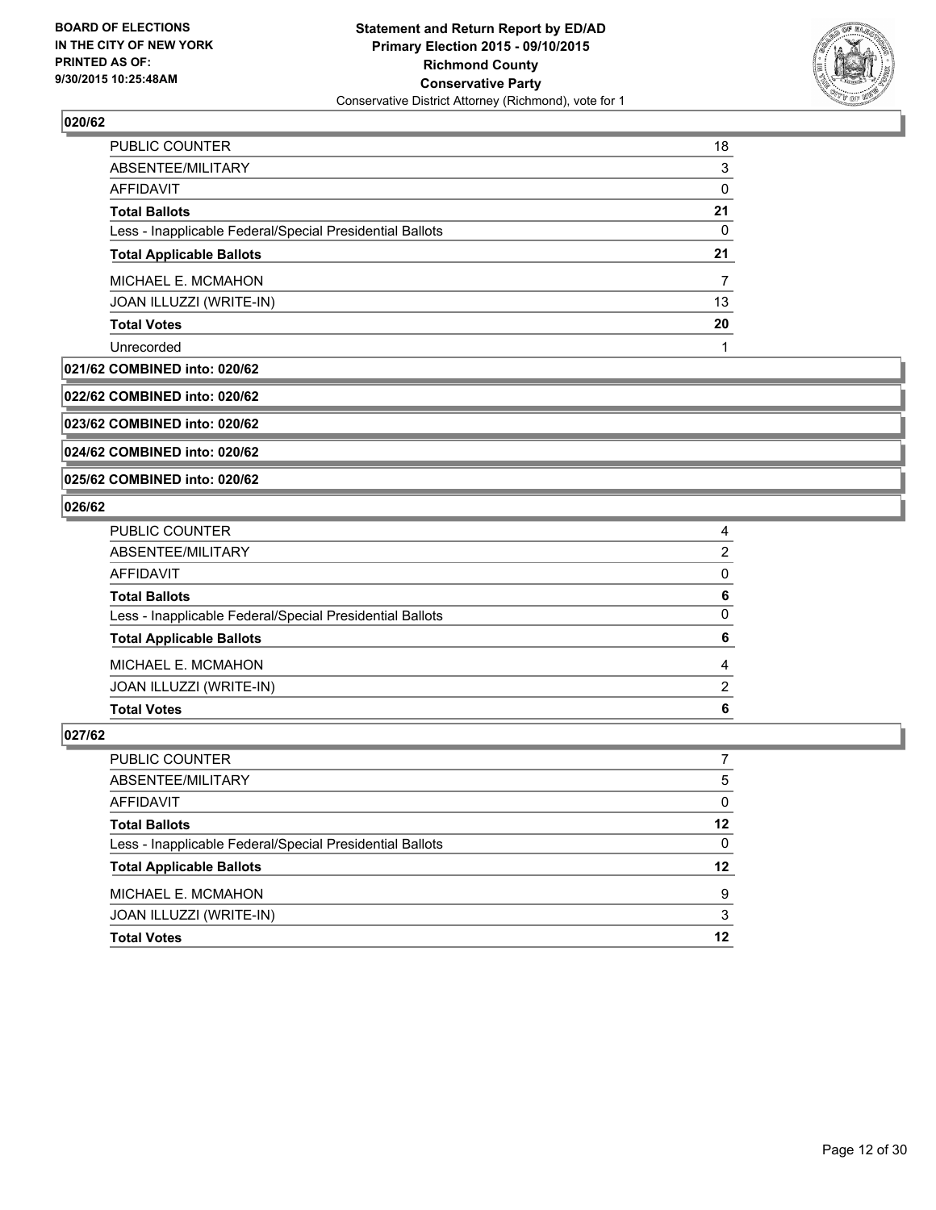**BOARD OF ELECTIONS IN THE CITY OF NEW YORK PRINTED AS OF: 9/30/2015 10:25:48AM**

**Statement and Return Report by ED/AD**
**Primary Election 2015 - 09/10/2015**
**Richmond County**
**Conservative Party**
Conservative District Attorney (Richmond), vote for 1

### 020/62

| | |
|---|---|
| PUBLIC COUNTER | 18 |
| ABSENTEE/MILITARY | 3 |
| AFFIDAVIT | 0 |
| **Total Ballots** | **21** |
| Less - Inapplicable Federal/Special Presidential Ballots | 0 |
| **Total Applicable Ballots** | **21** |
| MICHAEL E. MCMAHON | 7 |
| JOAN ILLUZZI (WRITE-IN) | 13 |
| **Total Votes** | **20** |
| Unrecorded | 1 |

### 021/62 COMBINED into: 020/62

### 022/62 COMBINED into: 020/62

### 023/62 COMBINED into: 020/62

### 024/62 COMBINED into: 020/62

### 025/62 COMBINED into: 020/62

### 026/62

| | |
|---|---|
| PUBLIC COUNTER | 4 |
| ABSENTEE/MILITARY | 2 |
| AFFIDAVIT | 0 |
| **Total Ballots** | **6** |
| Less - Inapplicable Federal/Special Presidential Ballots | 0 |
| **Total Applicable Ballots** | **6** |
| MICHAEL E. MCMAHON | 4 |
| JOAN ILLUZZI (WRITE-IN) | 2 |
| **Total Votes** | **6** |

### 027/62

| | |
|---|---|
| PUBLIC COUNTER | 7 |
| ABSENTEE/MILITARY | 5 |
| AFFIDAVIT | 0 |
| **Total Ballots** | **12** |
| Less - Inapplicable Federal/Special Presidential Ballots | 0 |
| **Total Applicable Ballots** | **12** |
| MICHAEL E. MCMAHON | 9 |
| JOAN ILLUZZI (WRITE-IN) | 3 |
| **Total Votes** | **12** |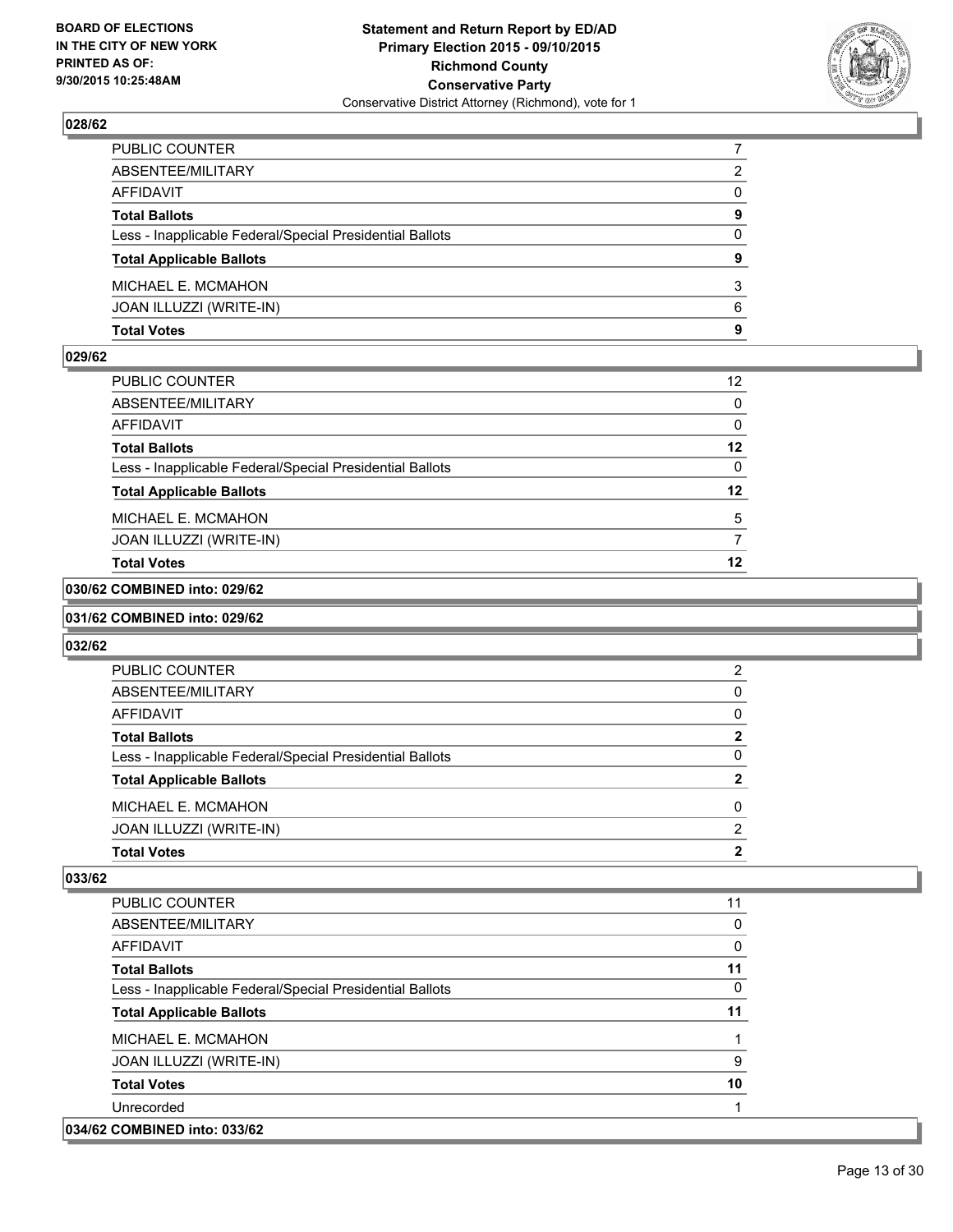**BOARD OF ELECTIONS IN THE CITY OF NEW YORK PRINTED AS OF: 9/30/2015 10:25:48AM**

**Statement and Return Report by ED/AD**
**Primary Election 2015 - 09/10/2015**
**Richmond County**
**Conservative Party**
Conservative District Attorney (Richmond), vote for 1

### 028/62

| | |
|---|---|
| PUBLIC COUNTER | 7 |
| ABSENTEE/MILITARY | 2 |
| AFFIDAVIT | 0 |
| **Total Ballots** | **9** |
| Less - Inapplicable Federal/Special Presidential Ballots | 0 |
| **Total Applicable Ballots** | **9** |
| MICHAEL E. MCMAHON | 3 |
| JOAN ILLUZZI (WRITE-IN) | 6 |
| **Total Votes** | **9** |

### 029/62

| | |
|---|---|
| PUBLIC COUNTER | 12 |
| ABSENTEE/MILITARY | 0 |
| AFFIDAVIT | 0 |
| **Total Ballots** | **12** |
| Less - Inapplicable Federal/Special Presidential Ballots | 0 |
| **Total Applicable Ballots** | **12** |
| MICHAEL E. MCMAHON | 5 |
| JOAN ILLUZZI (WRITE-IN) | 7 |
| **Total Votes** | **12** |

### 030/62 COMBINED into: 029/62

### 031/62 COMBINED into: 029/62

### 032/62

| | |
|---|---|
| PUBLIC COUNTER | 2 |
| ABSENTEE/MILITARY | 0 |
| AFFIDAVIT | 0 |
| **Total Ballots** | **2** |
| Less - Inapplicable Federal/Special Presidential Ballots | 0 |
| **Total Applicable Ballots** | **2** |
| MICHAEL E. MCMAHON | 0 |
| JOAN ILLUZZI (WRITE-IN) | 2 |
| **Total Votes** | **2** |

### 033/62

| | |
|---|---|
| PUBLIC COUNTER | 11 |
| ABSENTEE/MILITARY | 0 |
| AFFIDAVIT | 0 |
| **Total Ballots** | **11** |
| Less - Inapplicable Federal/Special Presidential Ballots | 0 |
| **Total Applicable Ballots** | **11** |
| MICHAEL E. MCMAHON | 1 |
| JOAN ILLUZZI (WRITE-IN) | 9 |
| **Total Votes** | **10** |
| Unrecorded | 1 |

### 034/62 COMBINED into: 033/62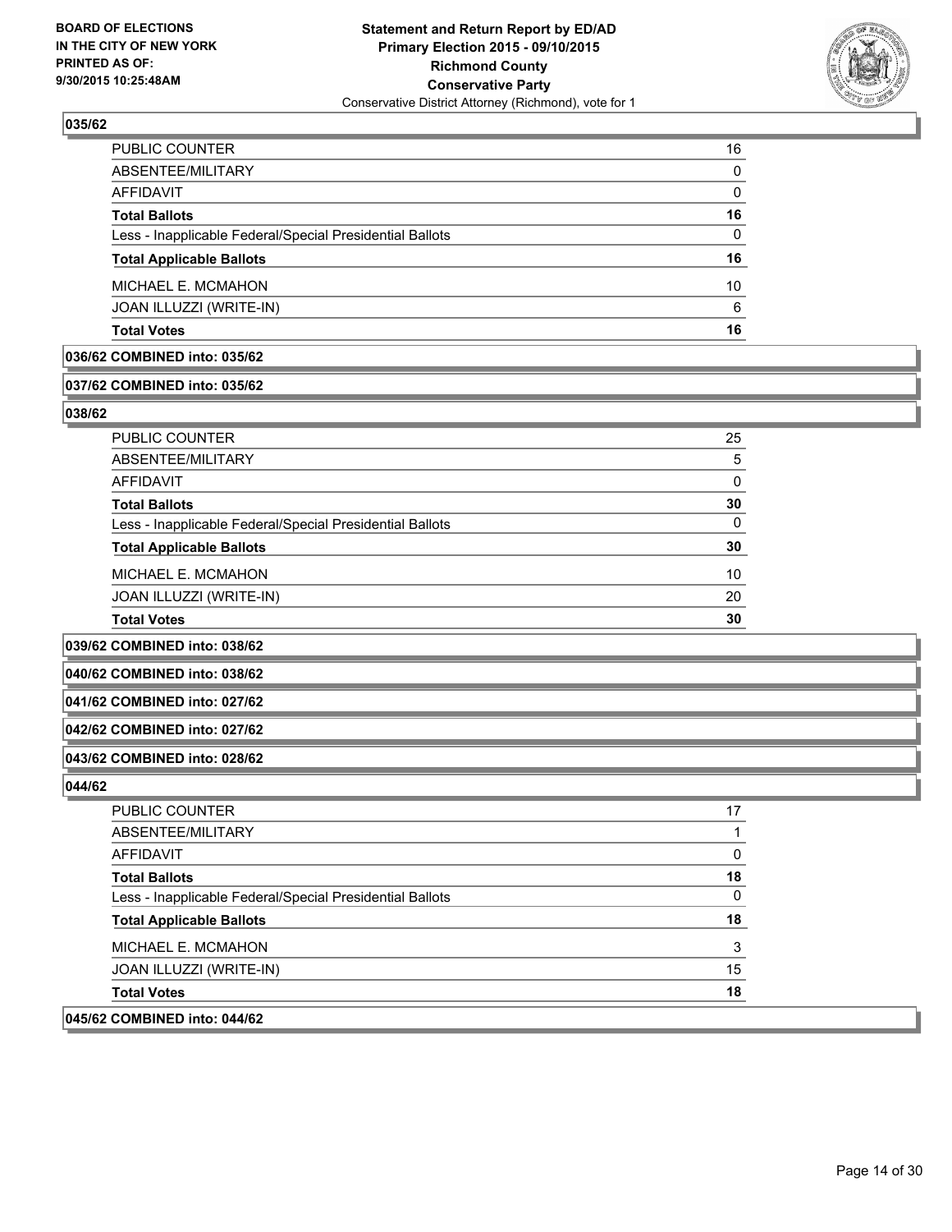**BOARD OF ELECTIONS IN THE CITY OF NEW YORK PRINTED AS OF: 9/30/2015 10:25:48AM**

**Statement and Return Report by ED/AD Primary Election 2015 - 09/10/2015 Richmond County Conservative Party**
Conservative District Attorney (Richmond), vote for 1

### 035/62

| | |
|---|---|
| PUBLIC COUNTER | 16 |
| ABSENTEE/MILITARY | 0 |
| AFFIDAVIT | 0 |
| **Total Ballots** | **16** |
| Less - Inapplicable Federal/Special Presidential Ballots | 0 |
| **Total Applicable Ballots** | **16** |
| MICHAEL E. MCMAHON | 10 |
| JOAN ILLUZZI (WRITE-IN) | 6 |
| **Total Votes** | **16** |

**036/62 COMBINED into: 035/62**

**037/62 COMBINED into: 035/62**

### 038/62

| | |
|---|---|
| PUBLIC COUNTER | 25 |
| ABSENTEE/MILITARY | 5 |
| AFFIDAVIT | 0 |
| **Total Ballots** | **30** |
| Less - Inapplicable Federal/Special Presidential Ballots | 0 |
| **Total Applicable Ballots** | **30** |
| MICHAEL E. MCMAHON | 10 |
| JOAN ILLUZZI (WRITE-IN) | 20 |
| **Total Votes** | **30** |

**039/62 COMBINED into: 038/62**

**040/62 COMBINED into: 038/62**

**041/62 COMBINED into: 027/62**

**042/62 COMBINED into: 027/62**

**043/62 COMBINED into: 028/62**

### 044/62

| | |
|---|---|
| PUBLIC COUNTER | 17 |
| ABSENTEE/MILITARY | 1 |
| AFFIDAVIT | 0 |
| **Total Ballots** | **18** |
| Less - Inapplicable Federal/Special Presidential Ballots | 0 |
| **Total Applicable Ballots** | **18** |
| MICHAEL E. MCMAHON | 3 |
| JOAN ILLUZZI (WRITE-IN) | 15 |
| **Total Votes** | **18** |

**045/62 COMBINED into: 044/62**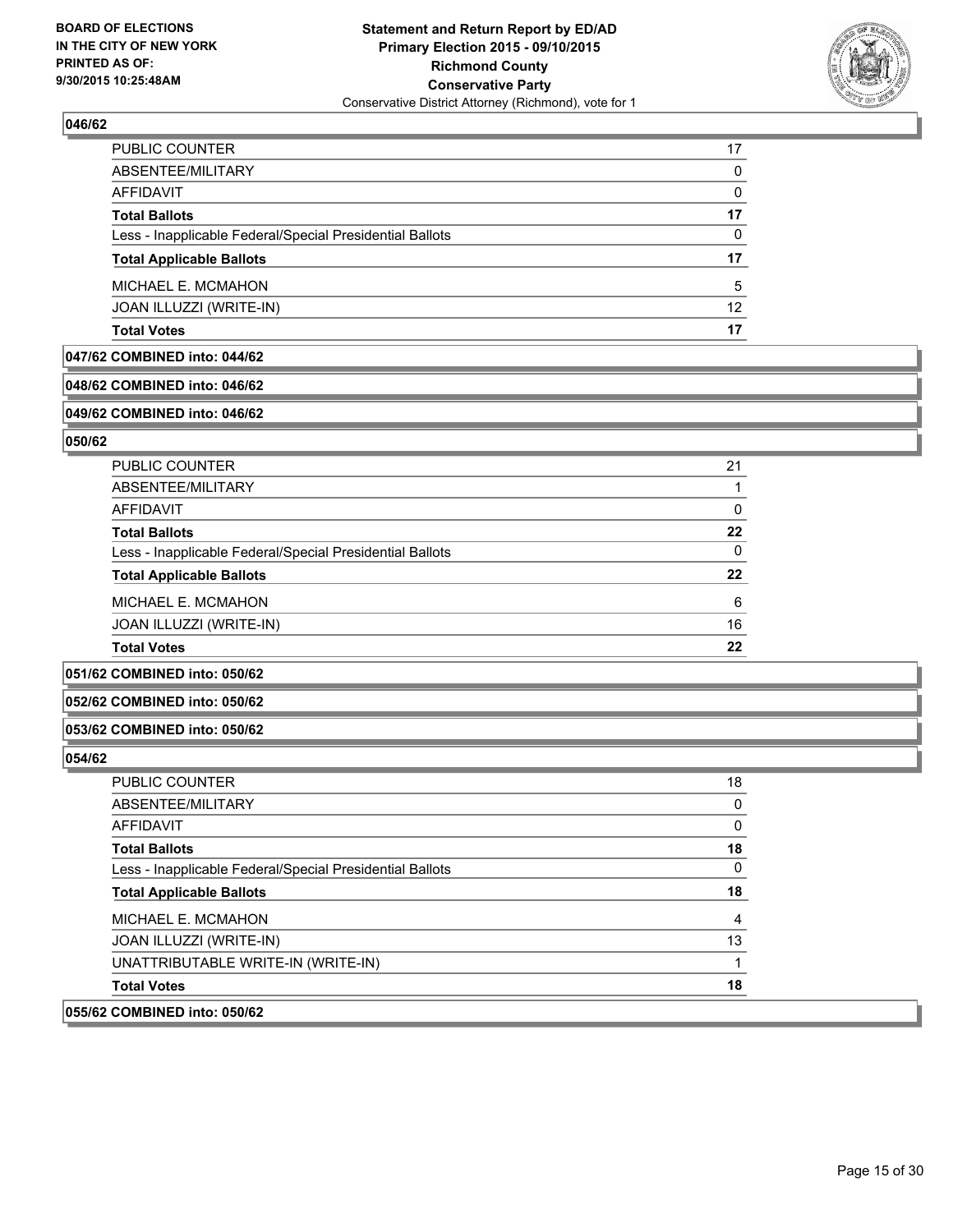## 046/62

| | |
|---|---|
| PUBLIC COUNTER | 17 |
| ABSENTEE/MILITARY | 0 |
| AFFIDAVIT | 0 |
| **Total Ballots** | **17** |
| Less - Inapplicable Federal/Special Presidential Ballots | 0 |
| **Total Applicable Ballots** | **17** |
| MICHAEL E. MCMAHON | 5 |
| JOAN ILLUZZI (WRITE-IN) | 12 |
| **Total Votes** | **17** |

**047/62 COMBINED into: 044/62**

**048/62 COMBINED into: 046/62**

**049/62 COMBINED into: 046/62**

## 050/62

| | |
|---|---|
| PUBLIC COUNTER | 21 |
| ABSENTEE/MILITARY | 1 |
| AFFIDAVIT | 0 |
| **Total Ballots** | **22** |
| Less - Inapplicable Federal/Special Presidential Ballots | 0 |
| **Total Applicable Ballots** | **22** |
| MICHAEL E. MCMAHON | 6 |
| JOAN ILLUZZI (WRITE-IN) | 16 |
| **Total Votes** | **22** |

**051/62 COMBINED into: 050/62**

**052/62 COMBINED into: 050/62**

**053/62 COMBINED into: 050/62**

## 054/62

| | |
|---|---|
| PUBLIC COUNTER | 18 |
| ABSENTEE/MILITARY | 0 |
| AFFIDAVIT | 0 |
| **Total Ballots** | **18** |
| Less - Inapplicable Federal/Special Presidential Ballots | 0 |
| **Total Applicable Ballots** | **18** |
| MICHAEL E. MCMAHON | 4 |
| JOAN ILLUZZI (WRITE-IN) | 13 |
| UNATTRIBUTABLE WRITE-IN (WRITE-IN) | 1 |
| **Total Votes** | **18** |

**055/62 COMBINED into: 050/62**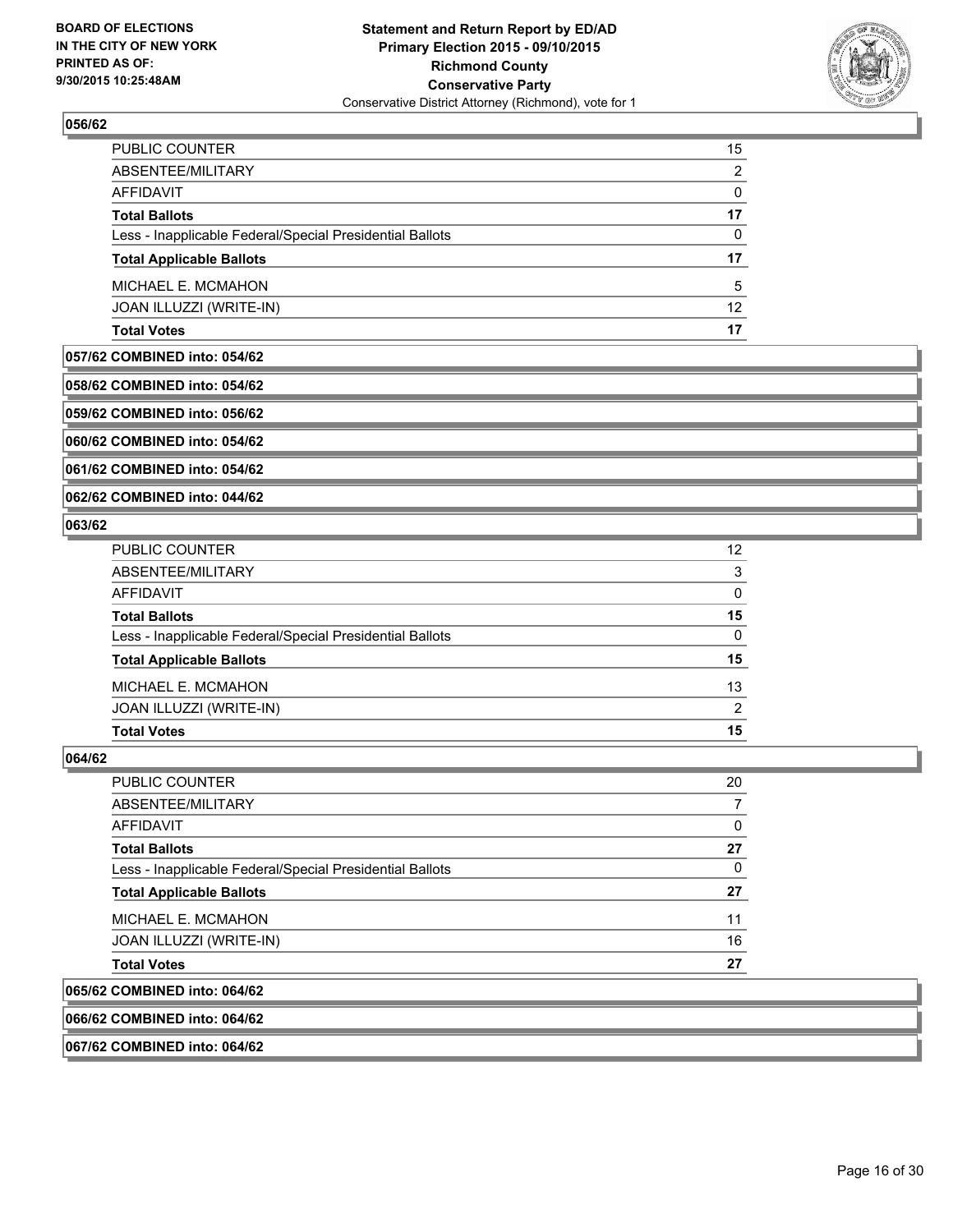**BOARD OF ELECTIONS IN THE CITY OF NEW YORK PRINTED AS OF: 9/30/2015 10:25:48AM**

**Statement and Return Report by ED/AD Primary Election 2015 - 09/10/2015 Richmond County Conservative Party**
Conservative District Attorney (Richmond), vote for 1

**056/62**

| | |
|---|---|
| PUBLIC COUNTER | 15 |
| ABSENTEE/MILITARY | 2 |
| AFFIDAVIT | 0 |
| **Total Ballots** | **17** |
| Less - Inapplicable Federal/Special Presidential Ballots | 0 |
| **Total Applicable Ballots** | **17** |
| MICHAEL E. MCMAHON | 5 |
| JOAN ILLUZZI (WRITE-IN) | 12 |
| **Total Votes** | **17** |

**057/62 COMBINED into: 054/62**

**058/62 COMBINED into: 054/62**

**059/62 COMBINED into: 056/62**

**060/62 COMBINED into: 054/62**

**061/62 COMBINED into: 054/62**

**062/62 COMBINED into: 044/62**

**063/62**

| | |
|---|---|
| PUBLIC COUNTER | 12 |
| ABSENTEE/MILITARY | 3 |
| AFFIDAVIT | 0 |
| **Total Ballots** | **15** |
| Less - Inapplicable Federal/Special Presidential Ballots | 0 |
| **Total Applicable Ballots** | **15** |
| MICHAEL E. MCMAHON | 13 |
| JOAN ILLUZZI (WRITE-IN) | 2 |
| **Total Votes** | **15** |

**064/62**

| | |
|---|---|
| PUBLIC COUNTER | 20 |
| ABSENTEE/MILITARY | 7 |
| AFFIDAVIT | 0 |
| **Total Ballots** | **27** |
| Less - Inapplicable Federal/Special Presidential Ballots | 0 |
| **Total Applicable Ballots** | **27** |
| MICHAEL E. MCMAHON | 11 |
| JOAN ILLUZZI (WRITE-IN) | 16 |
| **Total Votes** | **27** |

**065/62 COMBINED into: 064/62**

**066/62 COMBINED into: 064/62**

**067/62 COMBINED into: 064/62**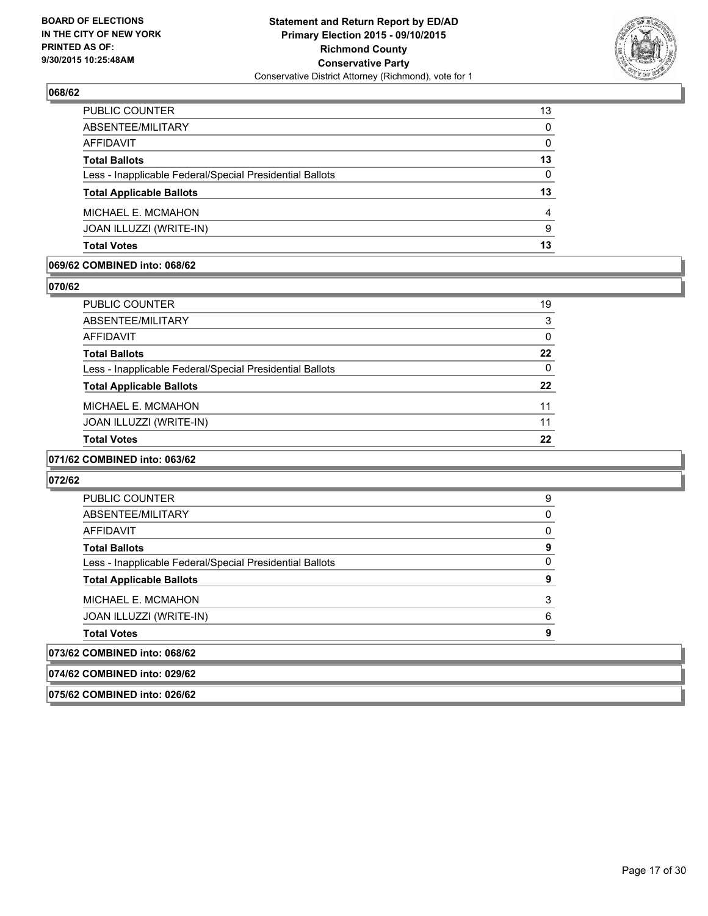**BOARD OF ELECTIONS IN THE CITY OF NEW YORK PRINTED AS OF: 9/30/2015 10:25:48AM**

**Statement and Return Report by ED/AD**
**Primary Election 2015 - 09/10/2015**
**Richmond County**
**Conservative Party**
Conservative District Attorney (Richmond), vote for 1

**068/62**

| | |
|---|---|
| PUBLIC COUNTER | 13 |
| ABSENTEE/MILITARY | 0 |
| AFFIDAVIT | 0 |
| **Total Ballots** | **13** |
| Less - Inapplicable Federal/Special Presidential Ballots | 0 |
| **Total Applicable Ballots** | **13** |
| MICHAEL E. MCMAHON | 4 |
| JOAN ILLUZZI (WRITE-IN) | 9 |
| **Total Votes** | **13** |

**069/62 COMBINED into: 068/62**

**070/62**

| | |
|---|---|
| PUBLIC COUNTER | 19 |
| ABSENTEE/MILITARY | 3 |
| AFFIDAVIT | 0 |
| **Total Ballots** | **22** |
| Less - Inapplicable Federal/Special Presidential Ballots | 0 |
| **Total Applicable Ballots** | **22** |
| MICHAEL E. MCMAHON | 11 |
| JOAN ILLUZZI (WRITE-IN) | 11 |
| **Total Votes** | **22** |

**071/62 COMBINED into: 063/62**

**072/62**

| | |
|---|---|
| PUBLIC COUNTER | 9 |
| ABSENTEE/MILITARY | 0 |
| AFFIDAVIT | 0 |
| **Total Ballots** | **9** |
| Less - Inapplicable Federal/Special Presidential Ballots | 0 |
| **Total Applicable Ballots** | **9** |
| MICHAEL E. MCMAHON | 3 |
| JOAN ILLUZZI (WRITE-IN) | 6 |
| **Total Votes** | **9** |

**073/62 COMBINED into: 068/62**

**074/62 COMBINED into: 029/62**

**075/62 COMBINED into: 026/62**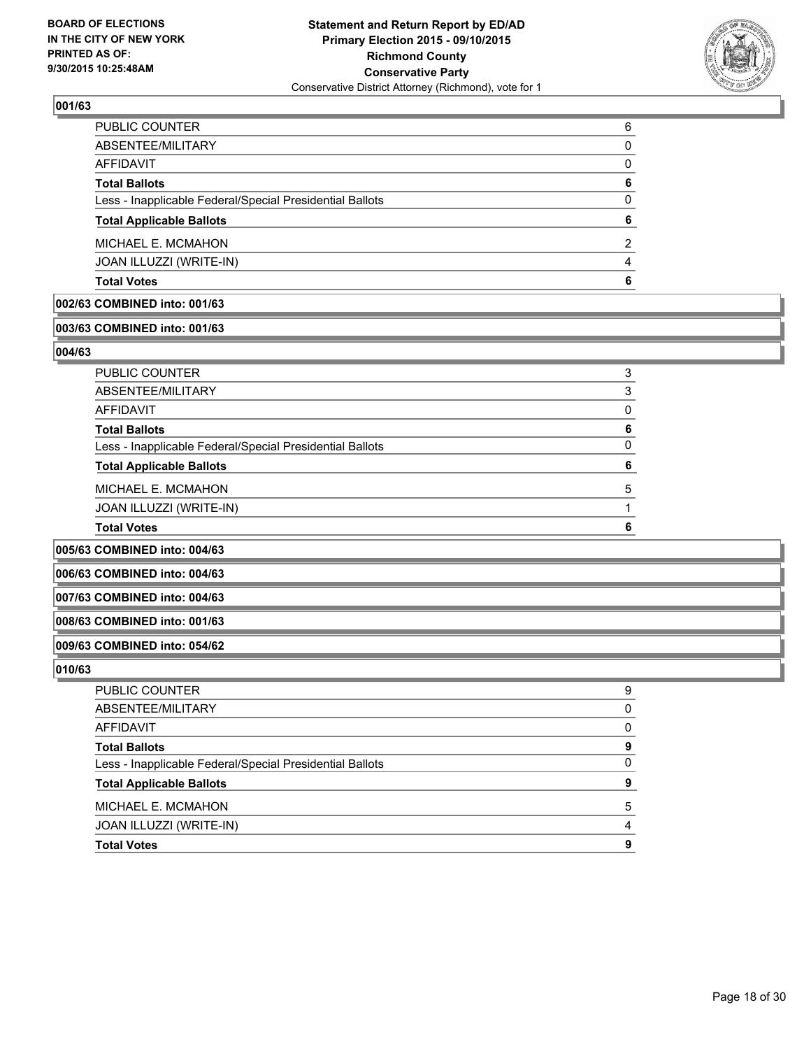**BOARD OF ELECTIONS IN THE CITY OF NEW YORK PRINTED AS OF: 9/30/2015 10:25:48AM**

**Statement and Return Report by ED/AD**
**Primary Election 2015 - 09/10/2015**
**Richmond County**
**Conservative Party**
Conservative District Attorney (Richmond), vote for 1

### 001/63

| | |
|---|---|
| PUBLIC COUNTER | 6 |
| ABSENTEE/MILITARY | 0 |
| AFFIDAVIT | 0 |
| **Total Ballots** | **6** |
| Less - Inapplicable Federal/Special Presidential Ballots | 0 |
| **Total Applicable Ballots** | **6** |
| MICHAEL E. MCMAHON | 2 |
| JOAN ILLUZZI (WRITE-IN) | 4 |
| **Total Votes** | **6** |

**002/63 COMBINED into: 001/63**

**003/63 COMBINED into: 001/63**

### 004/63

| | |
|---|---|
| PUBLIC COUNTER | 3 |
| ABSENTEE/MILITARY | 3 |
| AFFIDAVIT | 0 |
| **Total Ballots** | **6** |
| Less - Inapplicable Federal/Special Presidential Ballots | 0 |
| **Total Applicable Ballots** | **6** |
| MICHAEL E. MCMAHON | 5 |
| JOAN ILLUZZI (WRITE-IN) | 1 |
| **Total Votes** | **6** |

**005/63 COMBINED into: 004/63**

**006/63 COMBINED into: 004/63**

**007/63 COMBINED into: 004/63**

**008/63 COMBINED into: 001/63**

**009/63 COMBINED into: 054/62**

### 010/63

| | |
|---|---|
| PUBLIC COUNTER | 9 |
| ABSENTEE/MILITARY | 0 |
| AFFIDAVIT | 0 |
| **Total Ballots** | **9** |
| Less - Inapplicable Federal/Special Presidential Ballots | 0 |
| **Total Applicable Ballots** | **9** |
| MICHAEL E. MCMAHON | 5 |
| JOAN ILLUZZI (WRITE-IN) | 4 |
| **Total Votes** | **9** |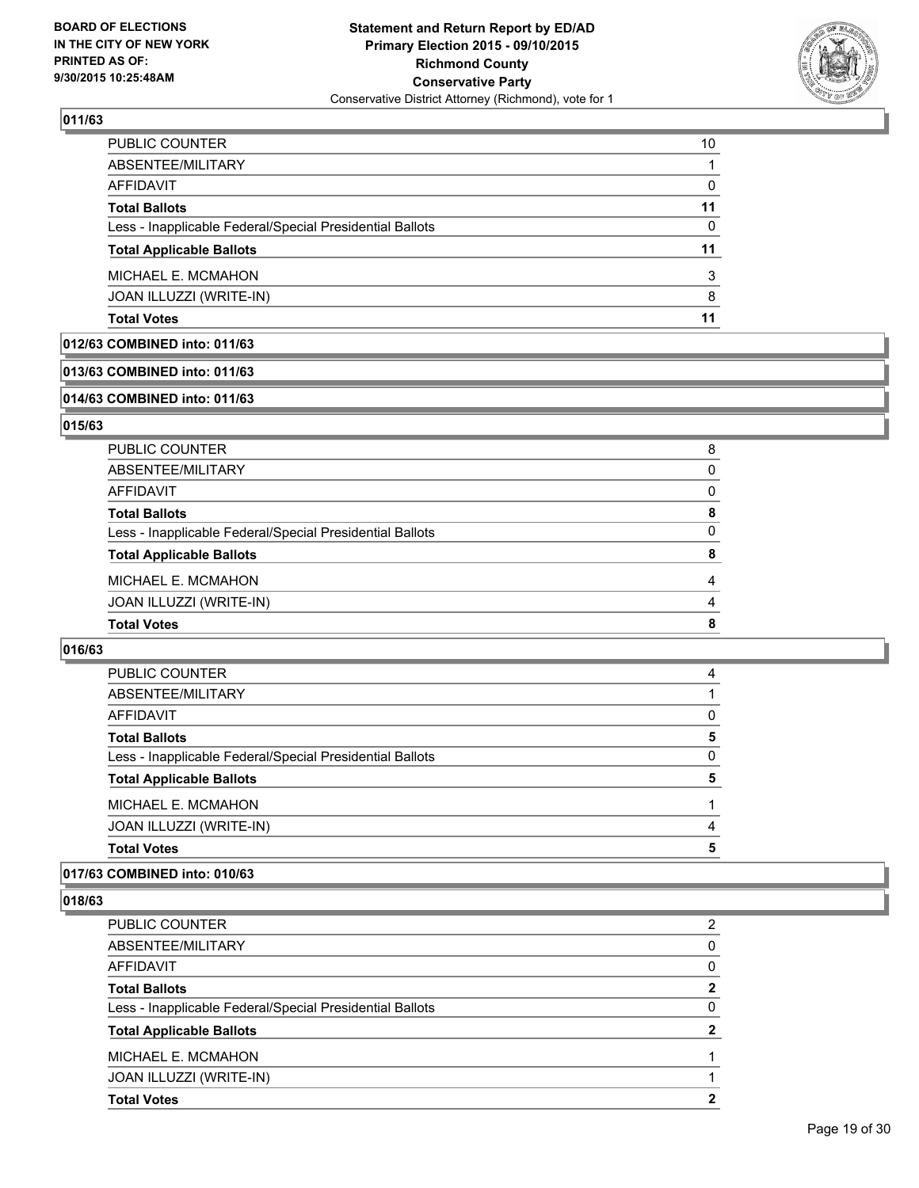### 011/63

| | |
|---|---|
| PUBLIC COUNTER | 10 |
| ABSENTEE/MILITARY | 1 |
| AFFIDAVIT | 0 |
| **Total Ballots** | **11** |
| Less - Inapplicable Federal/Special Presidential Ballots | 0 |
| **Total Applicable Ballots** | **11** |
| MICHAEL E. MCMAHON | 3 |
| JOAN ILLUZZI (WRITE-IN) | 8 |
| **Total Votes** | **11** |

### 012/63 COMBINED into: 011/63

### 013/63 COMBINED into: 011/63

### 014/63 COMBINED into: 011/63

### 015/63

| | |
|---|---|
| PUBLIC COUNTER | 8 |
| ABSENTEE/MILITARY | 0 |
| AFFIDAVIT | 0 |
| **Total Ballots** | **8** |
| Less - Inapplicable Federal/Special Presidential Ballots | 0 |
| **Total Applicable Ballots** | **8** |
| MICHAEL E. MCMAHON | 4 |
| JOAN ILLUZZI (WRITE-IN) | 4 |
| **Total Votes** | **8** |

### 016/63

| | |
|---|---|
| PUBLIC COUNTER | 4 |
| ABSENTEE/MILITARY | 1 |
| AFFIDAVIT | 0 |
| **Total Ballots** | **5** |
| Less - Inapplicable Federal/Special Presidential Ballots | 0 |
| **Total Applicable Ballots** | **5** |
| MICHAEL E. MCMAHON | 1 |
| JOAN ILLUZZI (WRITE-IN) | 4 |
| **Total Votes** | **5** |

### 017/63 COMBINED into: 010/63

### 018/63

| | |
|---|---|
| PUBLIC COUNTER | 2 |
| ABSENTEE/MILITARY | 0 |
| AFFIDAVIT | 0 |
| **Total Ballots** | **2** |
| Less - Inapplicable Federal/Special Presidential Ballots | 0 |
| **Total Applicable Ballots** | **2** |
| MICHAEL E. MCMAHON | 1 |
| JOAN ILLUZZI (WRITE-IN) | 1 |
| **Total Votes** | **2** |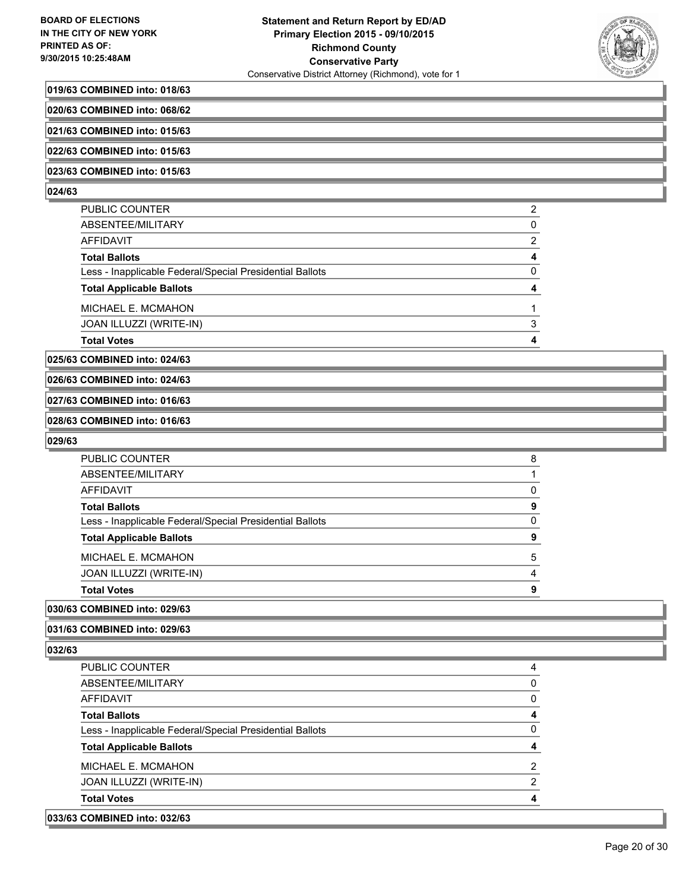**019/63 COMBINED into: 018/63**

**020/63 COMBINED into: 068/62**

**021/63 COMBINED into: 015/63**

**022/63 COMBINED into: 015/63**

**023/63 COMBINED into: 015/63**

**024/63**

| | |
|---|---|
| PUBLIC COUNTER | 2 |
| ABSENTEE/MILITARY | 0 |
| AFFIDAVIT | 2 |
| **Total Ballots** | **4** |
| Less - Inapplicable Federal/Special Presidential Ballots | 0 |
| **Total Applicable Ballots** | **4** |
| MICHAEL E. MCMAHON | 1 |
| JOAN ILLUZZI (WRITE-IN) | 3 |
| **Total Votes** | **4** |

**025/63 COMBINED into: 024/63**

**026/63 COMBINED into: 024/63**

**027/63 COMBINED into: 016/63**

**028/63 COMBINED into: 016/63**

**029/63**

| | |
|---|---|
| PUBLIC COUNTER | 8 |
| ABSENTEE/MILITARY | 1 |
| AFFIDAVIT | 0 |
| **Total Ballots** | **9** |
| Less - Inapplicable Federal/Special Presidential Ballots | 0 |
| **Total Applicable Ballots** | **9** |
| MICHAEL E. MCMAHON | 5 |
| JOAN ILLUZZI (WRITE-IN) | 4 |
| **Total Votes** | **9** |

**030/63 COMBINED into: 029/63**

**031/63 COMBINED into: 029/63**

**032/63**

| | |
|---|---|
| PUBLIC COUNTER | 4 |
| ABSENTEE/MILITARY | 0 |
| AFFIDAVIT | 0 |
| **Total Ballots** | **4** |
| Less - Inapplicable Federal/Special Presidential Ballots | 0 |
| **Total Applicable Ballots** | **4** |
| MICHAEL E. MCMAHON | 2 |
| JOAN ILLUZZI (WRITE-IN) | 2 |
| **Total Votes** | **4** |

**033/63 COMBINED into: 032/63**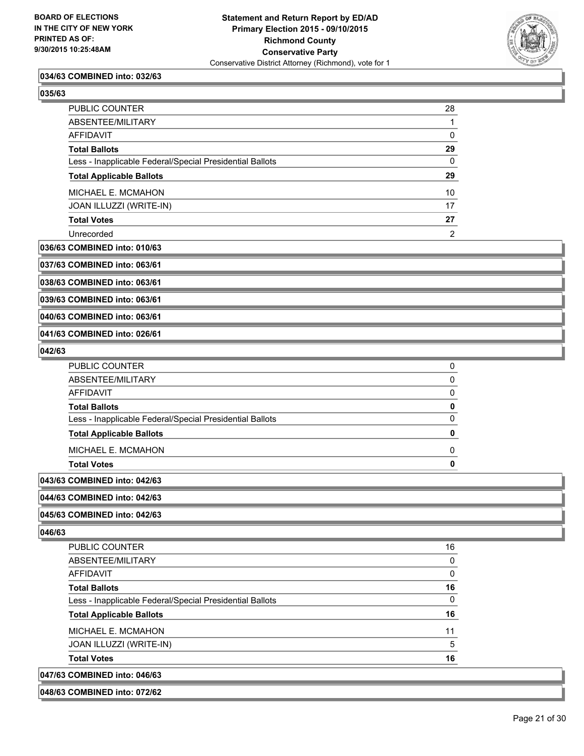**034/63 COMBINED into: 032/63**

**035/63**

| | |
|---|---|
| PUBLIC COUNTER | 28 |
| ABSENTEE/MILITARY | 1 |
| AFFIDAVIT | 0 |
| **Total Ballots** | **29** |
| Less - Inapplicable Federal/Special Presidential Ballots | 0 |
| **Total Applicable Ballots** | **29** |
| MICHAEL E. MCMAHON | 10 |
| JOAN ILLUZZI (WRITE-IN) | 17 |
| **Total Votes** | **27** |
| Unrecorded | 2 |

**036/63 COMBINED into: 010/63**

**037/63 COMBINED into: 063/61**

**038/63 COMBINED into: 063/61**

**039/63 COMBINED into: 063/61**

**040/63 COMBINED into: 063/61**

**041/63 COMBINED into: 026/61**

**042/63**

| | |
|---|---|
| PUBLIC COUNTER | 0 |
| ABSENTEE/MILITARY | 0 |
| AFFIDAVIT | 0 |
| **Total Ballots** | **0** |
| Less - Inapplicable Federal/Special Presidential Ballots | 0 |
| **Total Applicable Ballots** | **0** |
| MICHAEL E. MCMAHON | 0 |
| **Total Votes** | **0** |

**043/63 COMBINED into: 042/63**

**044/63 COMBINED into: 042/63**

**045/63 COMBINED into: 042/63**

**046/63**

| | |
|---|---|
| PUBLIC COUNTER | 16 |
| ABSENTEE/MILITARY | 0 |
| AFFIDAVIT | 0 |
| **Total Ballots** | **16** |
| Less - Inapplicable Federal/Special Presidential Ballots | 0 |
| **Total Applicable Ballots** | **16** |
| MICHAEL E. MCMAHON | 11 |
| JOAN ILLUZZI (WRITE-IN) | 5 |
| **Total Votes** | **16** |

**047/63 COMBINED into: 046/63**

**048/63 COMBINED into: 072/62**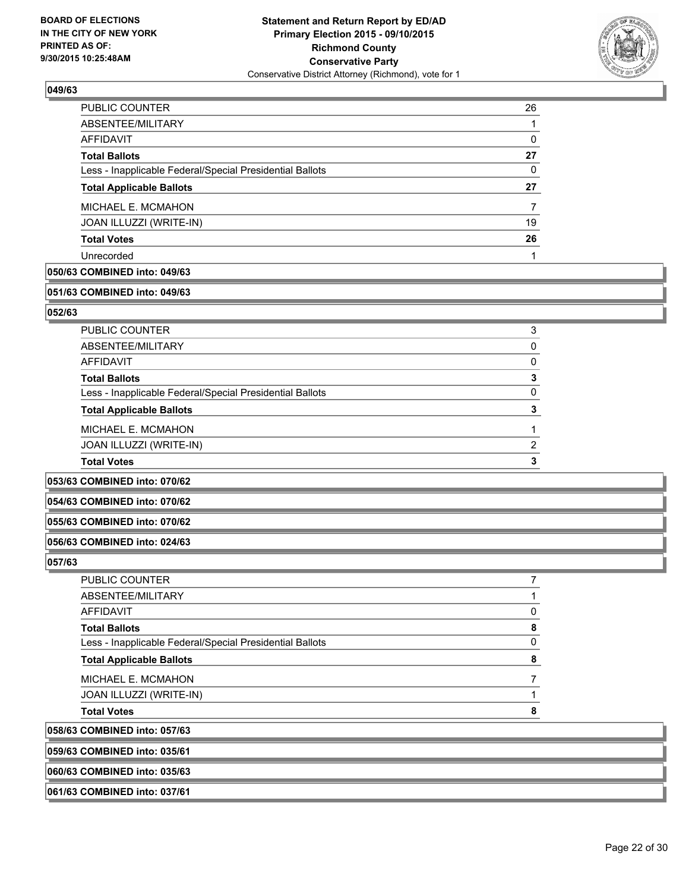**BOARD OF ELECTIONS IN THE CITY OF NEW YORK PRINTED AS OF: 9/30/2015 10:25:48AM**

**Statement and Return Report by ED/AD Primary Election 2015 - 09/10/2015 Richmond County Conservative Party**
Conservative District Attorney (Richmond), vote for 1

### 049/63

| | |
|---|---|
| PUBLIC COUNTER | 26 |
| ABSENTEE/MILITARY | 1 |
| AFFIDAVIT | 0 |
| **Total Ballots** | **27** |
| Less - Inapplicable Federal/Special Presidential Ballots | 0 |
| **Total Applicable Ballots** | **27** |
| MICHAEL E. MCMAHON | 7 |
| JOAN ILLUZZI (WRITE-IN) | 19 |
| **Total Votes** | **26** |
| Unrecorded | 1 |

**050/63 COMBINED into: 049/63**

**051/63 COMBINED into: 049/63**

### 052/63

| | |
|---|---|
| PUBLIC COUNTER | 3 |
| ABSENTEE/MILITARY | 0 |
| AFFIDAVIT | 0 |
| **Total Ballots** | **3** |
| Less - Inapplicable Federal/Special Presidential Ballots | 0 |
| **Total Applicable Ballots** | **3** |
| MICHAEL E. MCMAHON | 1 |
| JOAN ILLUZZI (WRITE-IN) | 2 |
| **Total Votes** | **3** |

**053/63 COMBINED into: 070/62**

**054/63 COMBINED into: 070/62**

**055/63 COMBINED into: 070/62**

**056/63 COMBINED into: 024/63**

### 057/63

| | |
|---|---|
| PUBLIC COUNTER | 7 |
| ABSENTEE/MILITARY | 1 |
| AFFIDAVIT | 0 |
| **Total Ballots** | **8** |
| Less - Inapplicable Federal/Special Presidential Ballots | 0 |
| **Total Applicable Ballots** | **8** |
| MICHAEL E. MCMAHON | 7 |
| JOAN ILLUZZI (WRITE-IN) | 1 |
| **Total Votes** | **8** |

**058/63 COMBINED into: 057/63**

**059/63 COMBINED into: 035/61**

**060/63 COMBINED into: 035/63**

**061/63 COMBINED into: 037/61**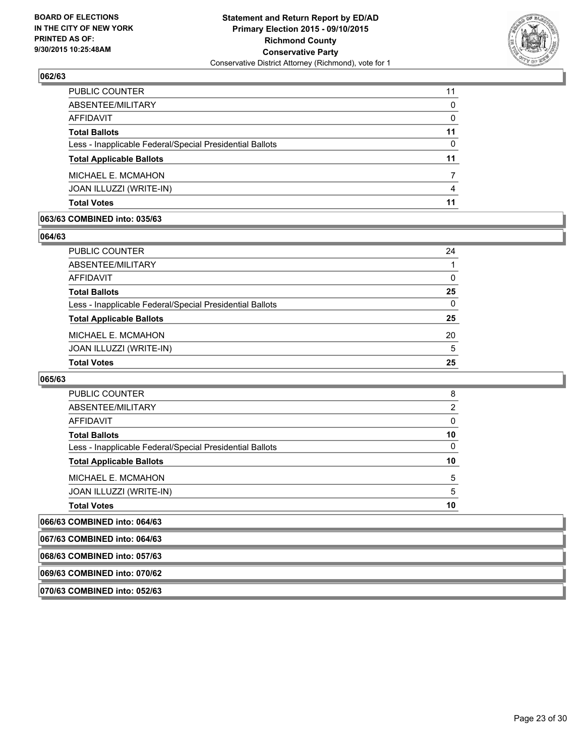### 062/63

| | |
|---|---|
| PUBLIC COUNTER | 11 |
| ABSENTEE/MILITARY | 0 |
| AFFIDAVIT | 0 |
| **Total Ballots** | **11** |
| Less - Inapplicable Federal/Special Presidential Ballots | 0 |
| **Total Applicable Ballots** | **11** |
| MICHAEL E. MCMAHON | 7 |
| JOAN ILLUZZI (WRITE-IN) | 4 |
| **Total Votes** | **11** |

### 063/63 COMBINED into: 035/63

### 064/63

| | |
|---|---|
| PUBLIC COUNTER | 24 |
| ABSENTEE/MILITARY | 1 |
| AFFIDAVIT | 0 |
| **Total Ballots** | **25** |
| Less - Inapplicable Federal/Special Presidential Ballots | 0 |
| **Total Applicable Ballots** | **25** |
| MICHAEL E. MCMAHON | 20 |
| JOAN ILLUZZI (WRITE-IN) | 5 |
| **Total Votes** | **25** |

### 065/63

| | |
|---|---|
| PUBLIC COUNTER | 8 |
| ABSENTEE/MILITARY | 2 |
| AFFIDAVIT | 0 |
| **Total Ballots** | **10** |
| Less - Inapplicable Federal/Special Presidential Ballots | 0 |
| **Total Applicable Ballots** | **10** |
| MICHAEL E. MCMAHON | 5 |
| JOAN ILLUZZI (WRITE-IN) | 5 |
| **Total Votes** | **10** |

### 066/63 COMBINED into: 064/63

### 067/63 COMBINED into: 064/63

### 068/63 COMBINED into: 057/63

### 069/63 COMBINED into: 070/62

### 070/63 COMBINED into: 052/63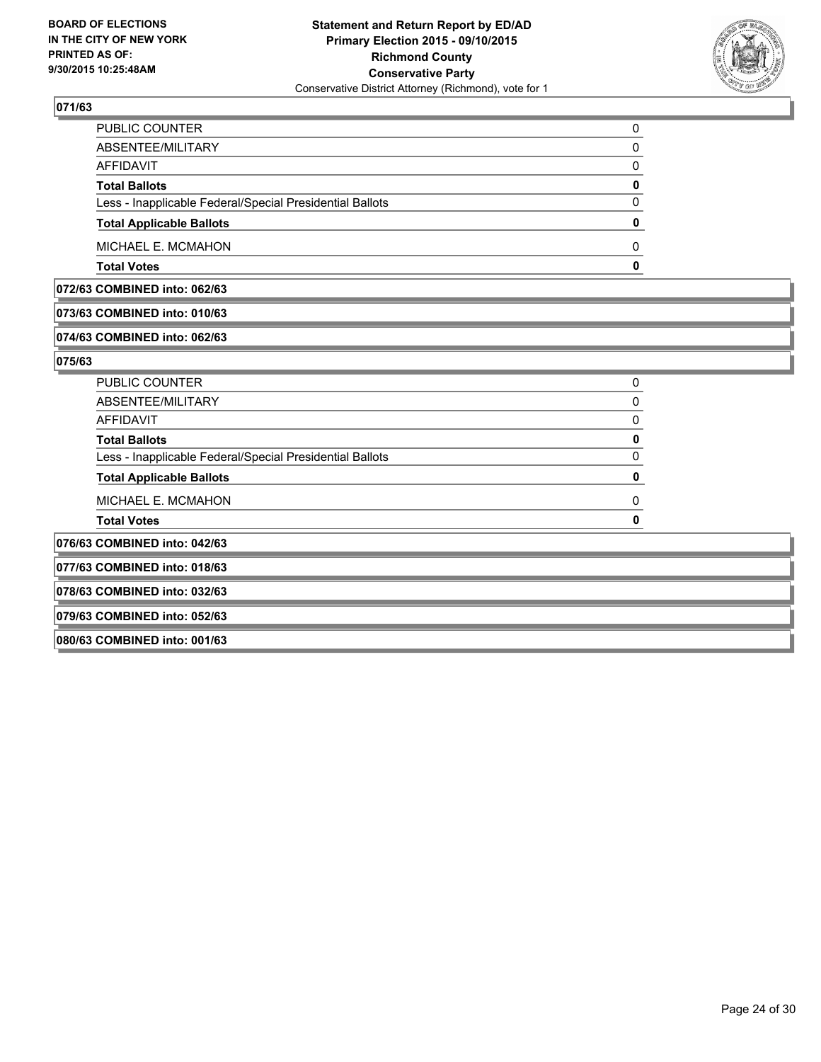### 071/63

| | |
|---|---|
| PUBLIC COUNTER | 0 |
| ABSENTEE/MILITARY | 0 |
| AFFIDAVIT | 0 |
| **Total Ballots** | **0** |
| Less - Inapplicable Federal/Special Presidential Ballots | 0 |
| **Total Applicable Ballots** | **0** |
| MICHAEL E. MCMAHON | 0 |
| **Total Votes** | **0** |

### 072/63 COMBINED into: 062/63

### 073/63 COMBINED into: 010/63

### 074/63 COMBINED into: 062/63

### 075/63

| | |
|---|---|
| PUBLIC COUNTER | 0 |
| ABSENTEE/MILITARY | 0 |
| AFFIDAVIT | 0 |
| **Total Ballots** | **0** |
| Less - Inapplicable Federal/Special Presidential Ballots | 0 |
| **Total Applicable Ballots** | **0** |
| MICHAEL E. MCMAHON | 0 |
| **Total Votes** | **0** |

### 076/63 COMBINED into: 042/63

### 077/63 COMBINED into: 018/63

### 078/63 COMBINED into: 032/63

### 079/63 COMBINED into: 052/63

### 080/63 COMBINED into: 001/63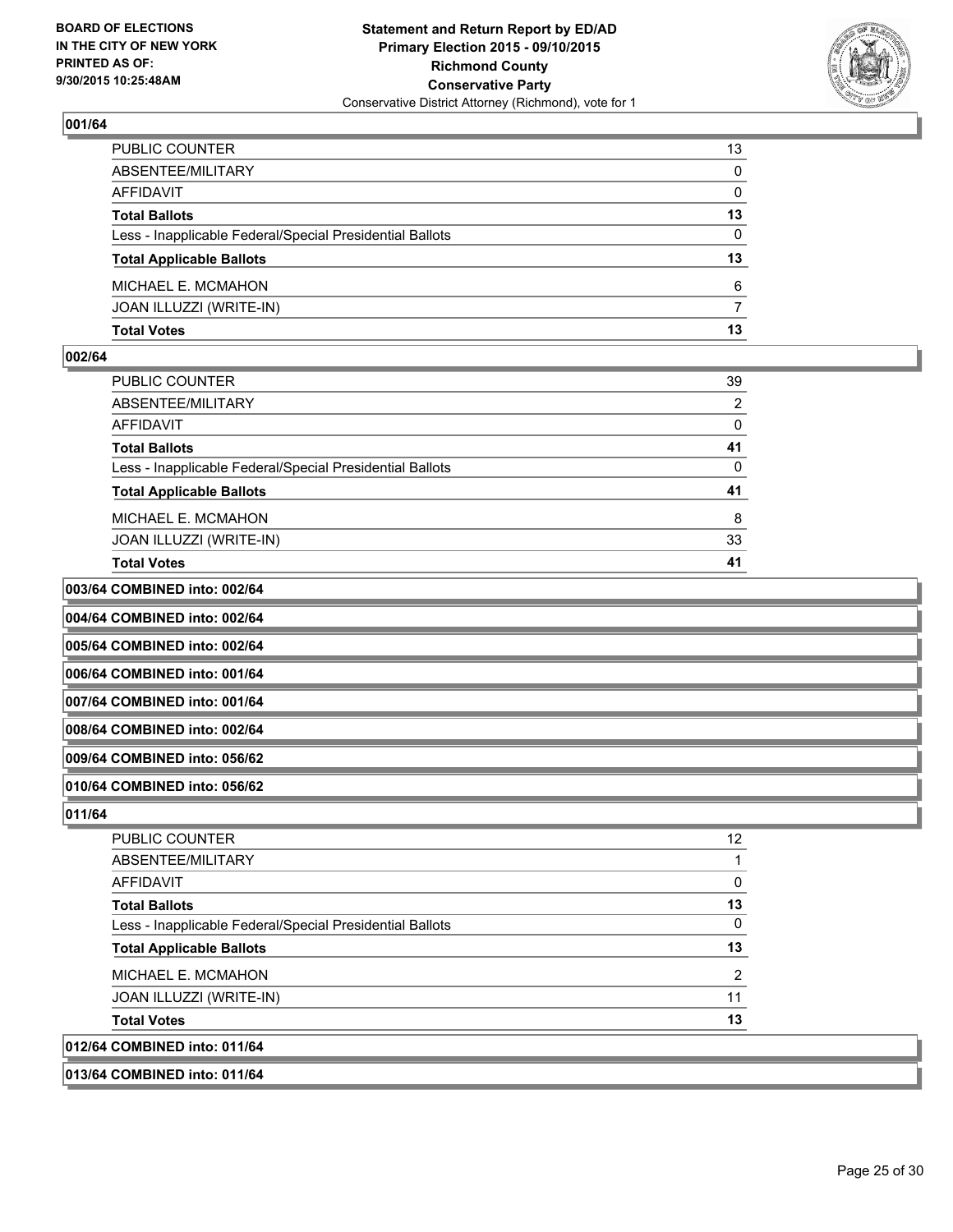**BOARD OF ELECTIONS IN THE CITY OF NEW YORK PRINTED AS OF: 9/30/2015 10:25:48AM**

**Statement and Return Report by ED/AD Primary Election 2015 - 09/10/2015 Richmond County Conservative Party** Conservative District Attorney (Richmond), vote for 1

### 001/64

| | |
|---|---|
| PUBLIC COUNTER | 13 |
| ABSENTEE/MILITARY | 0 |
| AFFIDAVIT | 0 |
| **Total Ballots** | **13** |
| Less - Inapplicable Federal/Special Presidential Ballots | 0 |
| **Total Applicable Ballots** | **13** |
| MICHAEL E. MCMAHON | 6 |
| JOAN ILLUZZI (WRITE-IN) | 7 |
| **Total Votes** | **13** |

### 002/64

| | |
|---|---|
| PUBLIC COUNTER | 39 |
| ABSENTEE/MILITARY | 2 |
| AFFIDAVIT | 0 |
| **Total Ballots** | **41** |
| Less - Inapplicable Federal/Special Presidential Ballots | 0 |
| **Total Applicable Ballots** | **41** |
| MICHAEL E. MCMAHON | 8 |
| JOAN ILLUZZI (WRITE-IN) | 33 |
| **Total Votes** | **41** |

### 003/64 COMBINED into: 002/64

### 004/64 COMBINED into: 002/64

### 005/64 COMBINED into: 002/64

### 006/64 COMBINED into: 001/64

### 007/64 COMBINED into: 001/64

### 008/64 COMBINED into: 002/64

### 009/64 COMBINED into: 056/62

### 010/64 COMBINED into: 056/62

### 011/64

| | |
|---|---|
| PUBLIC COUNTER | 12 |
| ABSENTEE/MILITARY | 1 |
| AFFIDAVIT | 0 |
| **Total Ballots** | **13** |
| Less - Inapplicable Federal/Special Presidential Ballots | 0 |
| **Total Applicable Ballots** | **13** |
| MICHAEL E. MCMAHON | 2 |
| JOAN ILLUZZI (WRITE-IN) | 11 |
| **Total Votes** | **13** |

### 012/64 COMBINED into: 011/64

### 013/64 COMBINED into: 011/64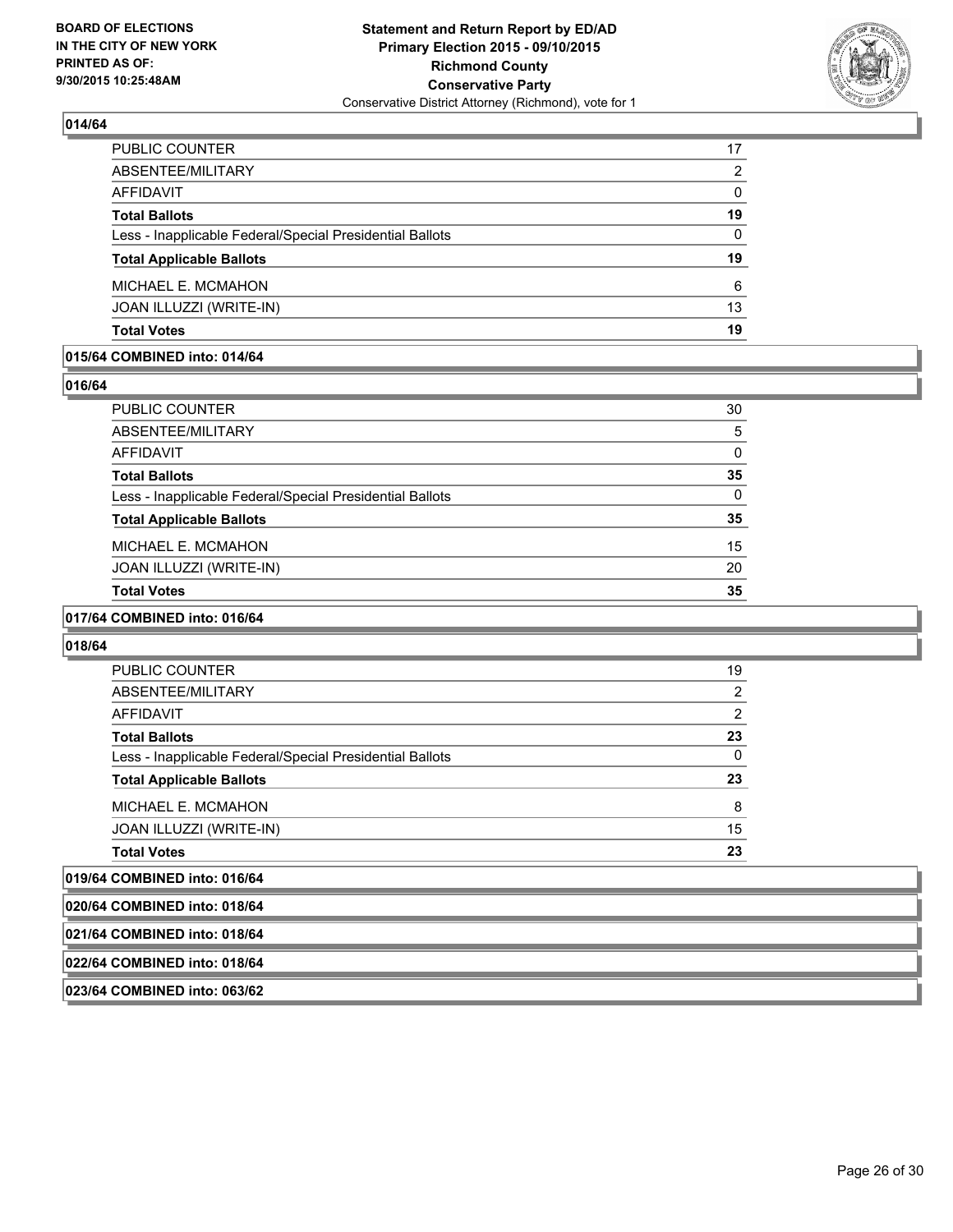**BOARD OF ELECTIONS IN THE CITY OF NEW YORK PRINTED AS OF: 9/30/2015 10:25:48AM**

**Statement and Return Report by ED/AD**
**Primary Election 2015 - 09/10/2015**
**Richmond County**
**Conservative Party**
Conservative District Attorney (Richmond), vote for 1

**014/64**

| | |
|---|---|
| PUBLIC COUNTER | 17 |
| ABSENTEE/MILITARY | 2 |
| AFFIDAVIT | 0 |
| **Total Ballots** | **19** |
| Less - Inapplicable Federal/Special Presidential Ballots | 0 |
| **Total Applicable Ballots** | **19** |
| MICHAEL E. MCMAHON | 6 |
| JOAN ILLUZZI (WRITE-IN) | 13 |
| **Total Votes** | **19** |

**015/64 COMBINED into: 014/64**

**016/64**

| | |
|---|---|
| PUBLIC COUNTER | 30 |
| ABSENTEE/MILITARY | 5 |
| AFFIDAVIT | 0 |
| **Total Ballots** | **35** |
| Less - Inapplicable Federal/Special Presidential Ballots | 0 |
| **Total Applicable Ballots** | **35** |
| MICHAEL E. MCMAHON | 15 |
| JOAN ILLUZZI (WRITE-IN) | 20 |
| **Total Votes** | **35** |

**017/64 COMBINED into: 016/64**

**018/64**

| | |
|---|---|
| PUBLIC COUNTER | 19 |
| ABSENTEE/MILITARY | 2 |
| AFFIDAVIT | 2 |
| **Total Ballots** | **23** |
| Less - Inapplicable Federal/Special Presidential Ballots | 0 |
| **Total Applicable Ballots** | **23** |
| MICHAEL E. MCMAHON | 8 |
| JOAN ILLUZZI (WRITE-IN) | 15 |
| **Total Votes** | **23** |

**019/64 COMBINED into: 016/64**

**020/64 COMBINED into: 018/64**

**021/64 COMBINED into: 018/64**

**022/64 COMBINED into: 018/64**

**023/64 COMBINED into: 063/62**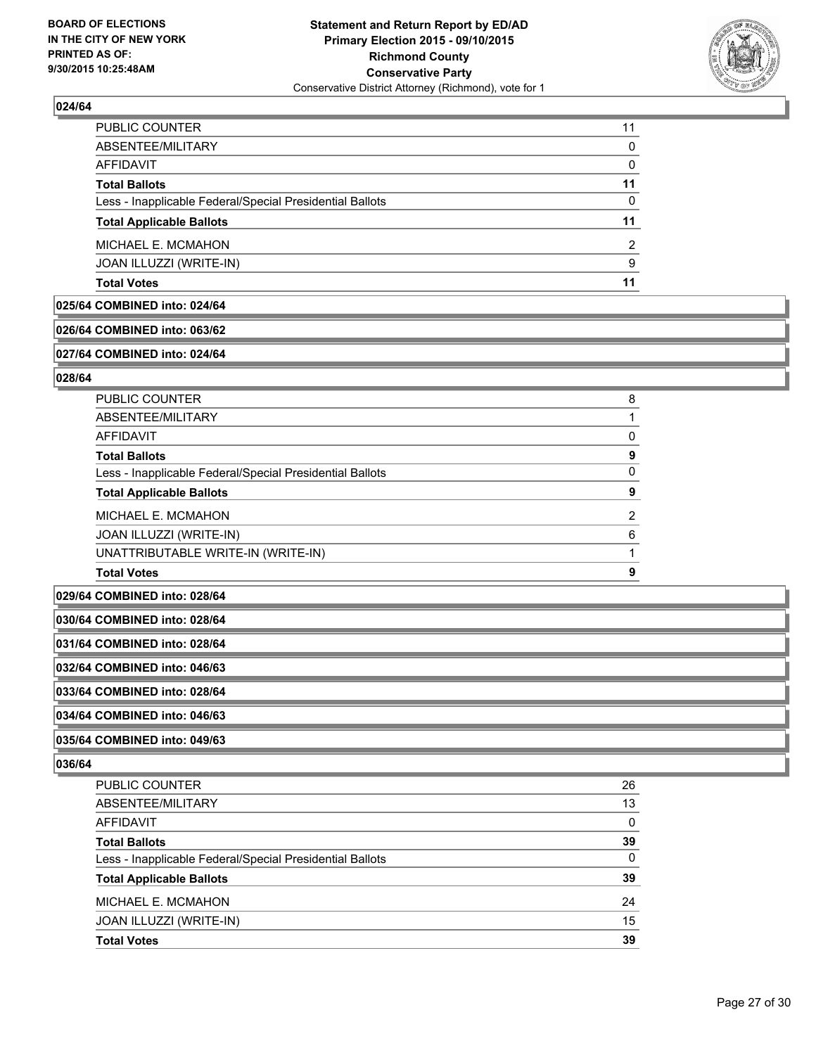BOARD OF ELECTIONS
IN THE CITY OF NEW YORK
PRINTED AS OF:
9/30/2015 10:25:48AM

**Statement and Return Report by ED/AD**
**Primary Election 2015 - 09/10/2015**
**Richmond County**
**Conservative Party**
Conservative District Attorney (Richmond), vote for 1

### 024/64

| | |
|---|---|
| PUBLIC COUNTER | 11 |
| ABSENTEE/MILITARY | 0 |
| AFFIDAVIT | 0 |
| **Total Ballots** | **11** |
| Less - Inapplicable Federal/Special Presidential Ballots | 0 |
| **Total Applicable Ballots** | **11** |
| MICHAEL E. MCMAHON | 2 |
| JOAN ILLUZZI (WRITE-IN) | 9 |
| **Total Votes** | **11** |

**025/64 COMBINED into: 024/64**

**026/64 COMBINED into: 063/62**

**027/64 COMBINED into: 024/64**

### 028/64

| | |
|---|---|
| PUBLIC COUNTER | 8 |
| ABSENTEE/MILITARY | 1 |
| AFFIDAVIT | 0 |
| **Total Ballots** | **9** |
| Less - Inapplicable Federal/Special Presidential Ballots | 0 |
| **Total Applicable Ballots** | **9** |
| MICHAEL E. MCMAHON | 2 |
| JOAN ILLUZZI (WRITE-IN) | 6 |
| UNATTRIBUTABLE WRITE-IN (WRITE-IN) | 1 |
| **Total Votes** | **9** |

**029/64 COMBINED into: 028/64**

**030/64 COMBINED into: 028/64**

**031/64 COMBINED into: 028/64**

**032/64 COMBINED into: 046/63**

**033/64 COMBINED into: 028/64**

**034/64 COMBINED into: 046/63**

**035/64 COMBINED into: 049/63**

### 036/64

| | |
|---|---|
| PUBLIC COUNTER | 26 |
| ABSENTEE/MILITARY | 13 |
| AFFIDAVIT | 0 |
| **Total Ballots** | **39** |
| Less - Inapplicable Federal/Special Presidential Ballots | 0 |
| **Total Applicable Ballots** | **39** |
| MICHAEL E. MCMAHON | 24 |
| JOAN ILLUZZI (WRITE-IN) | 15 |
| **Total Votes** | **39** |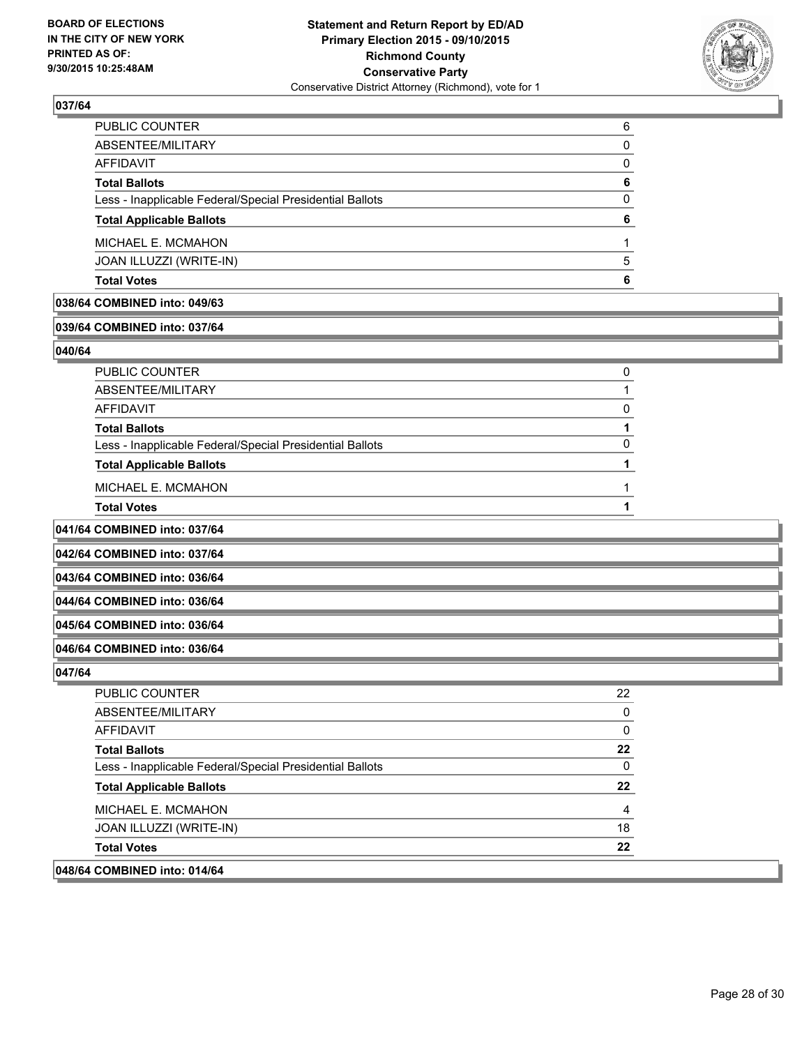**BOARD OF ELECTIONS IN THE CITY OF NEW YORK PRINTED AS OF: 9/30/2015 10:25:48AM**

**Statement and Return Report by ED/AD Primary Election 2015 - 09/10/2015 Richmond County Conservative Party**
Conservative District Attorney (Richmond), vote for 1

**037/64**

| | |
|---|---|
| PUBLIC COUNTER | 6 |
| ABSENTEE/MILITARY | 0 |
| AFFIDAVIT | 0 |
| **Total Ballots** | **6** |
| Less - Inapplicable Federal/Special Presidential Ballots | 0 |
| **Total Applicable Ballots** | **6** |
| MICHAEL E. MCMAHON | 1 |
| JOAN ILLUZZI (WRITE-IN) | 5 |
| **Total Votes** | **6** |

**038/64 COMBINED into: 049/63**

**039/64 COMBINED into: 037/64**

**040/64**

| | |
|---|---|
| PUBLIC COUNTER | 0 |
| ABSENTEE/MILITARY | 1 |
| AFFIDAVIT | 0 |
| **Total Ballots** | **1** |
| Less - Inapplicable Federal/Special Presidential Ballots | 0 |
| **Total Applicable Ballots** | **1** |
| MICHAEL E. MCMAHON | 1 |
| **Total Votes** | **1** |

**041/64 COMBINED into: 037/64**

**042/64 COMBINED into: 037/64**

**043/64 COMBINED into: 036/64**

**044/64 COMBINED into: 036/64**

**045/64 COMBINED into: 036/64**

**046/64 COMBINED into: 036/64**

**047/64**

| | |
|---|---|
| PUBLIC COUNTER | 22 |
| ABSENTEE/MILITARY | 0 |
| AFFIDAVIT | 0 |
| **Total Ballots** | **22** |
| Less - Inapplicable Federal/Special Presidential Ballots | 0 |
| **Total Applicable Ballots** | **22** |
| MICHAEL E. MCMAHON | 4 |
| JOAN ILLUZZI (WRITE-IN) | 18 |
| **Total Votes** | **22** |

**048/64 COMBINED into: 014/64**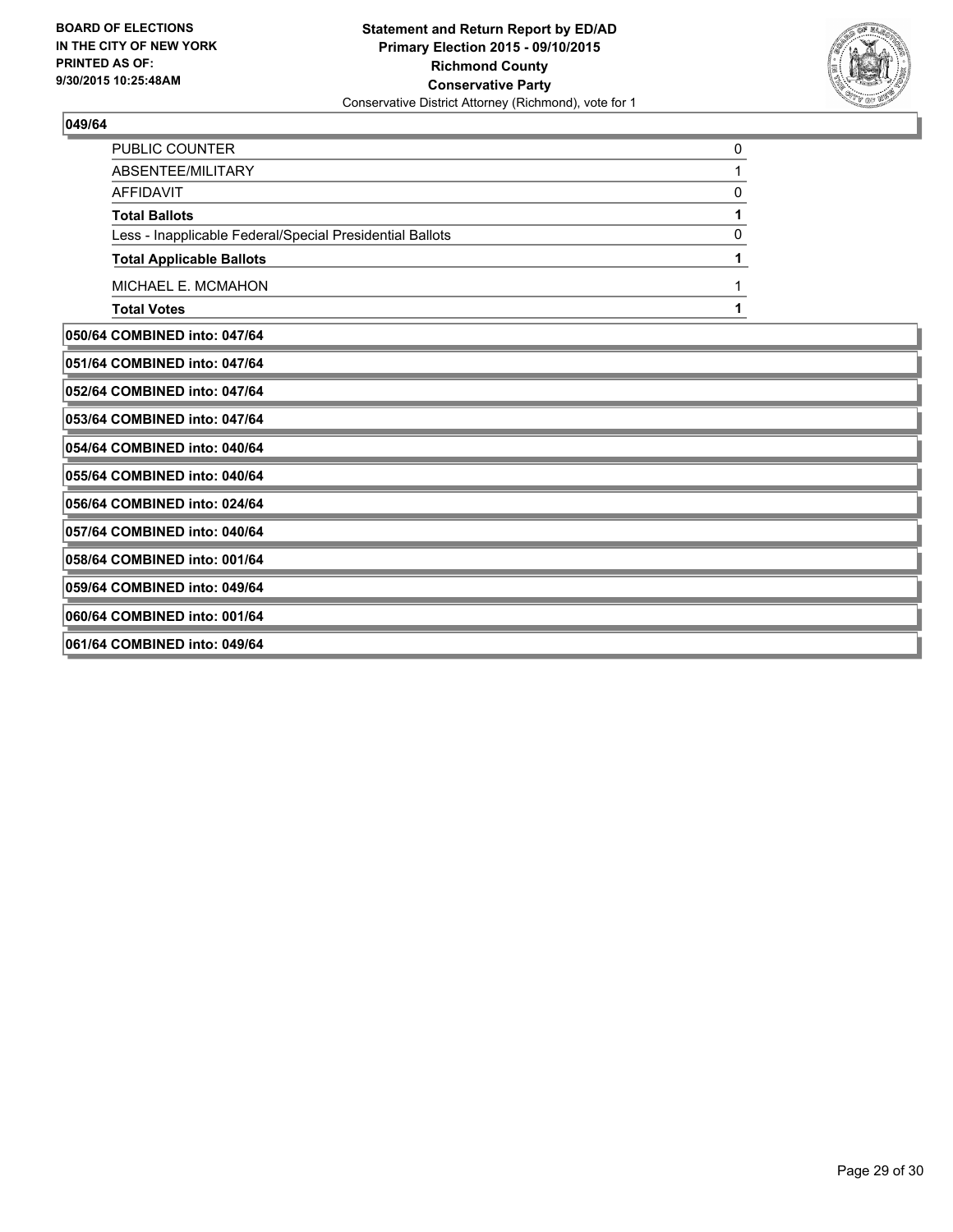**BOARD OF ELECTIONS IN THE CITY OF NEW YORK PRINTED AS OF: 9/30/2015 10:25:48AM**

**Statement and Return Report by ED/AD**
**Primary Election 2015 - 09/10/2015**
**Richmond County**
**Conservative Party**
Conservative District Attorney (Richmond), vote for 1

**049/64**

| | |
|---|---|
| PUBLIC COUNTER | 0 |
| ABSENTEE/MILITARY | 1 |
| AFFIDAVIT | 0 |
| **Total Ballots** | **1** |
| Less - Inapplicable Federal/Special Presidential Ballots | 0 |
| **Total Applicable Ballots** | **1** |
| MICHAEL E. MCMAHON | 1 |
| **Total Votes** | **1** |

**050/64 COMBINED into: 047/64**

**051/64 COMBINED into: 047/64**

**052/64 COMBINED into: 047/64**

**053/64 COMBINED into: 047/64**

**054/64 COMBINED into: 040/64**

**055/64 COMBINED into: 040/64**

**056/64 COMBINED into: 024/64**

**057/64 COMBINED into: 040/64**

**058/64 COMBINED into: 001/64**

**059/64 COMBINED into: 049/64**

**060/64 COMBINED into: 001/64**

**061/64 COMBINED into: 049/64**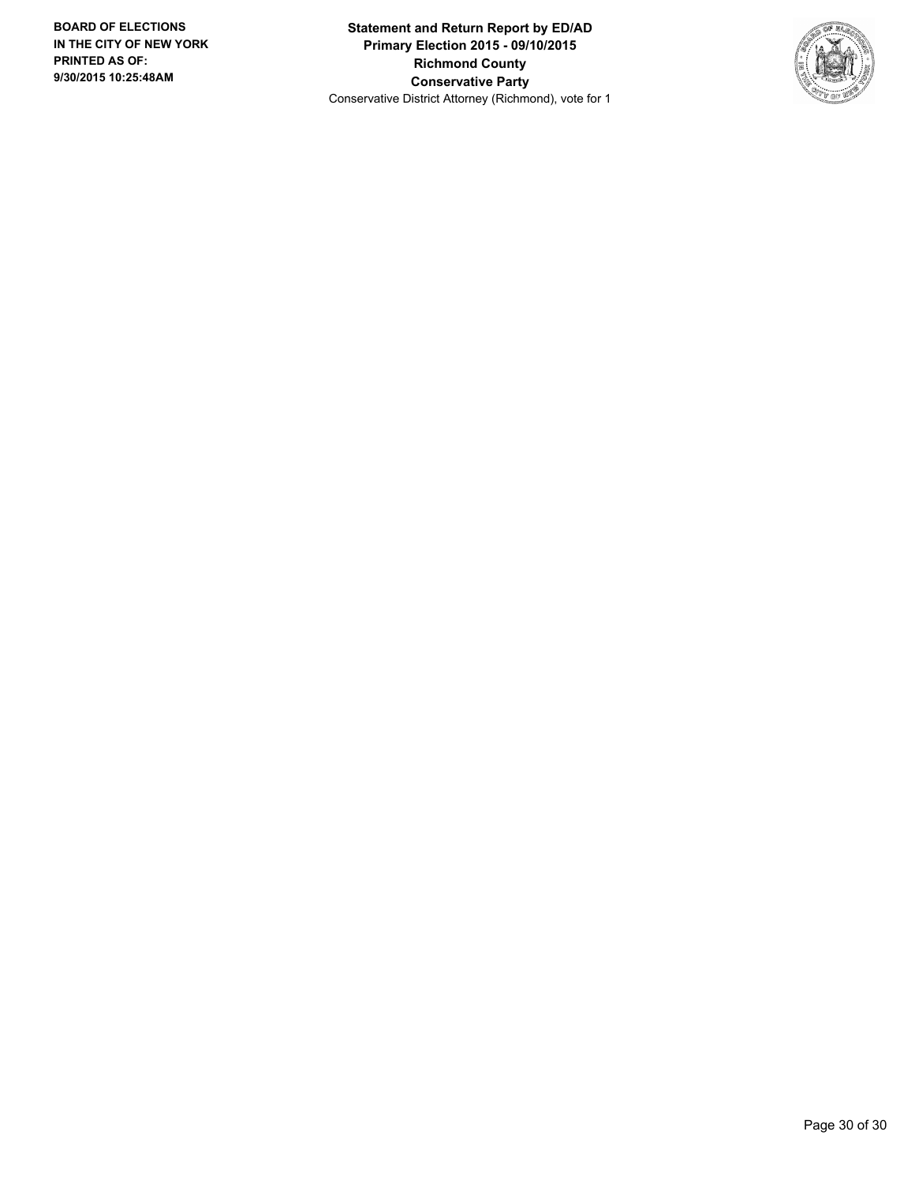**BOARD OF ELECTIONS IN THE CITY OF NEW YORK PRINTED AS OF: 9/30/2015 10:25:48AM**

**Statement and Return Report by ED/AD**
**Primary Election 2015 - 09/10/2015**
**Richmond County**
**Conservative Party**
Conservative District Attorney (Richmond), vote for 1